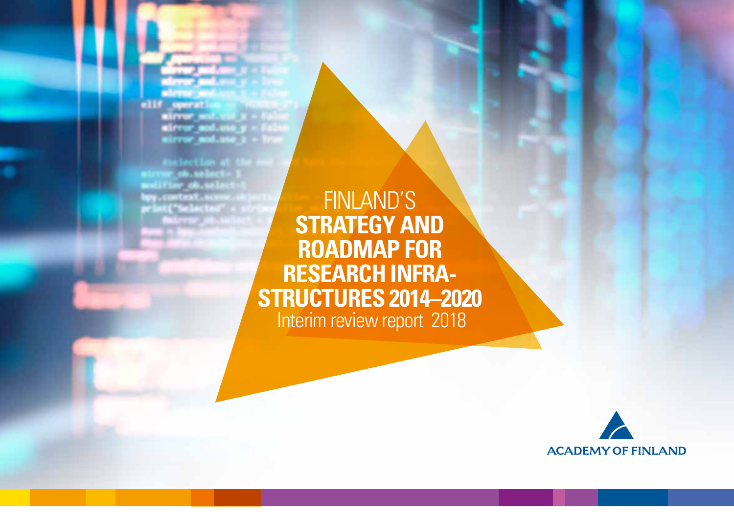# FINLAND'S **STRATEGY AND ROADMAP FOR RESEARCH INFRA-STRUCTURES 2014–2020**

Interim review report 2018

ACADEMY OF FINLAND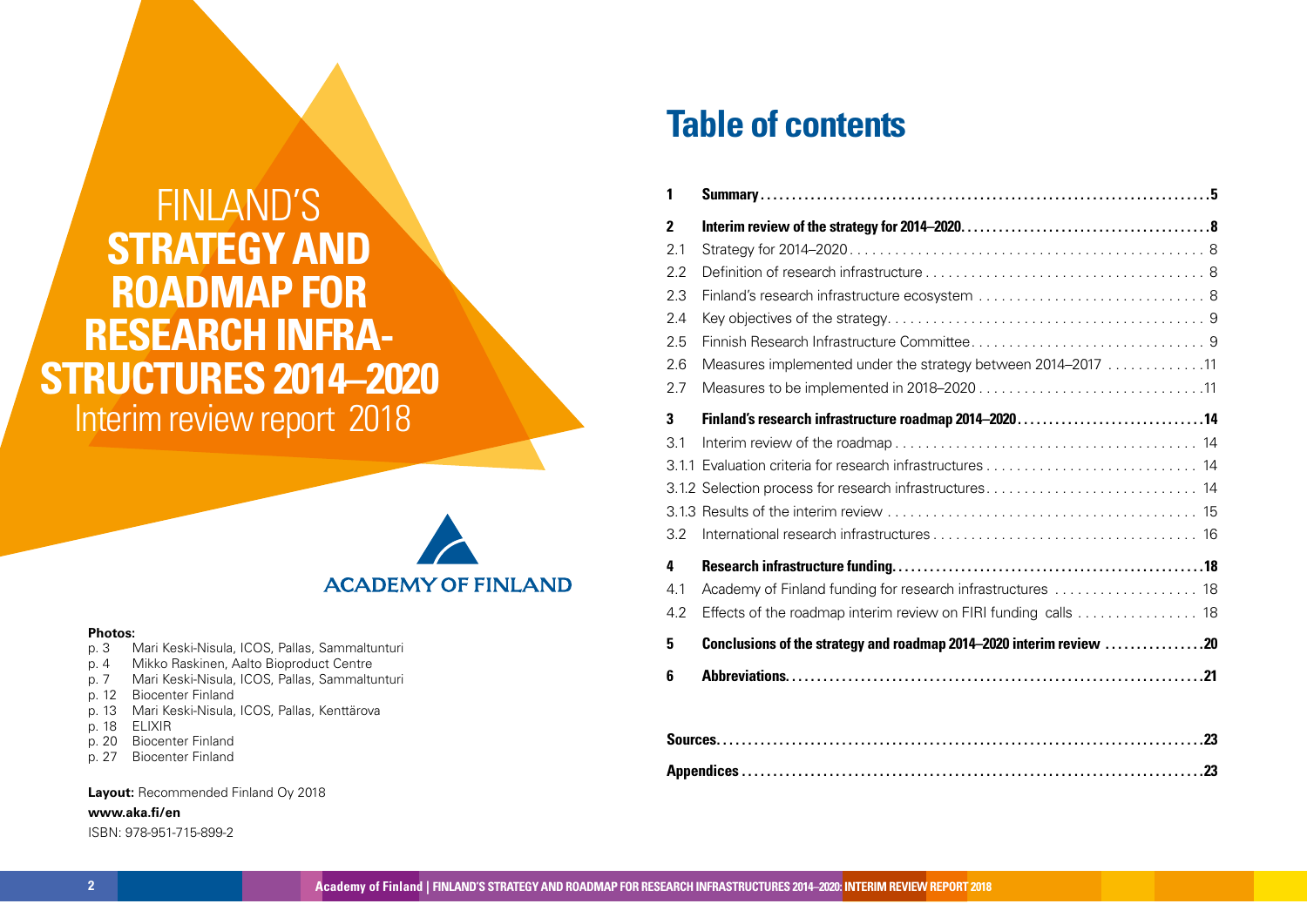# FINLAND'S **STRATEGY AND ROADMAP FOR RESEARCH INFRA-STRUCTURES 2014–2020**

Interim review report 2018

ACADEMY OF FINLAND

**Photos:**

p. 3 Mari Keski-Nisula, ICOS, Pallas, Sammaltunturi
p. 4 Mikko Raskinen, Aalto Bioproduct Centre
p. 7 Mari Keski-Nisula, ICOS, Pallas, Sammaltunturi
p. 12 Biocenter Finland
p. 13 Mari Keski-Nisula, ICOS, Pallas, Kenttärova
p. 18 ELIXIR
p. 20 Biocenter Finland
p. 27 Biocenter Finland

**Layout:** Recommended Finland Oy 2018

**www.aka.fi/en**

ISBN: 978-951-715-899-2

## Table of contents

| | | |
|---|---|---|
| **1** | **Summary** | **5** |
| **2** | **Interim review of the strategy for 2014–2020** | **8** |
| 2.1 | Strategy for 2014–2020 | 8 |
| 2.2 | Definition of research infrastructure | 8 |
| 2.3 | Finland's research infrastructure ecosystem | 8 |
| 2.4 | Key objectives of the strategy | 9 |
| 2.5 | Finnish Research Infrastructure Committee | 9 |
| 2.6 | Measures implemented under the strategy between 2014–2017 | 11 |
| 2.7 | Measures to be implemented in 2018–2020 | 11 |
| **3** | **Finland's research infrastructure roadmap 2014–2020** | **14** |
| 3.1 | Interim review of the roadmap | 14 |
| 3.1.1 | Evaluation criteria for research infrastructures | 14 |
| 3.1.2 | Selection process for research infrastructures | 14 |
| 3.1.3 | Results of the interim review | 15 |
| 3.2 | International research infrastructures | 16 |
| **4** | **Research infrastructure funding** | **18** |
| 4.1 | Academy of Finland funding for research infrastructures | 18 |
| 4.2 | Effects of the roadmap interim review on FIRI funding calls | 18 |
| **5** | **Conclusions of the strategy and roadmap 2014–2020 interim review** | **20** |
| **6** | **Abbreviations** | **21** |
| | **Sources** | **23** |
| | **Appendices** | **23** |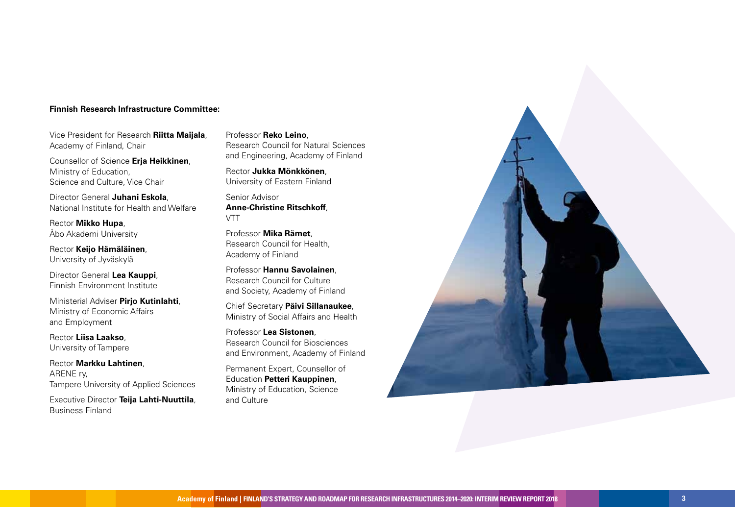**Finnish Research Infrastructure Committee:**

Vice President for Research **Riitta Maijala**, Academy of Finland, Chair

Counsellor of Science **Erja Heikkinen**, Ministry of Education, Science and Culture, Vice Chair

Director General **Juhani Eskola**, National Institute for Health and Welfare

Rector **Mikko Hupa**, Åbo Akademi University

Rector **Keijo Hämäläinen**, University of Jyväskylä

Director General **Lea Kauppi**, Finnish Environment Institute

Ministerial Adviser **Pirjo Kutinlahti**, Ministry of Economic Affairs and Employment

Rector **Liisa Laakso**, University of Tampere

Rector **Markku Lahtinen**, ARENE ry, Tampere University of Applied Sciences

Executive Director **Teija Lahti-Nuuttila**, Business Finland

Professor **Reko Leino**, Research Council for Natural Sciences and Engineering, Academy of Finland

Rector **Jukka Mönkkönen**, University of Eastern Finland

Senior Advisor **Anne-Christine Ritschkoff**, VTT

Professor **Mika Rämet**, Research Council for Health, Academy of Finland

Professor **Hannu Savolainen**, Research Council for Culture and Society, Academy of Finland

Chief Secretary **Päivi Sillanaukee**, Ministry of Social Affairs and Health

Professor **Lea Sistonen**, Research Council for Biosciences and Environment, Academy of Finland

Permanent Expert, Counsellor of Education **Petteri Kauppinen**, Ministry of Education, Science and Culture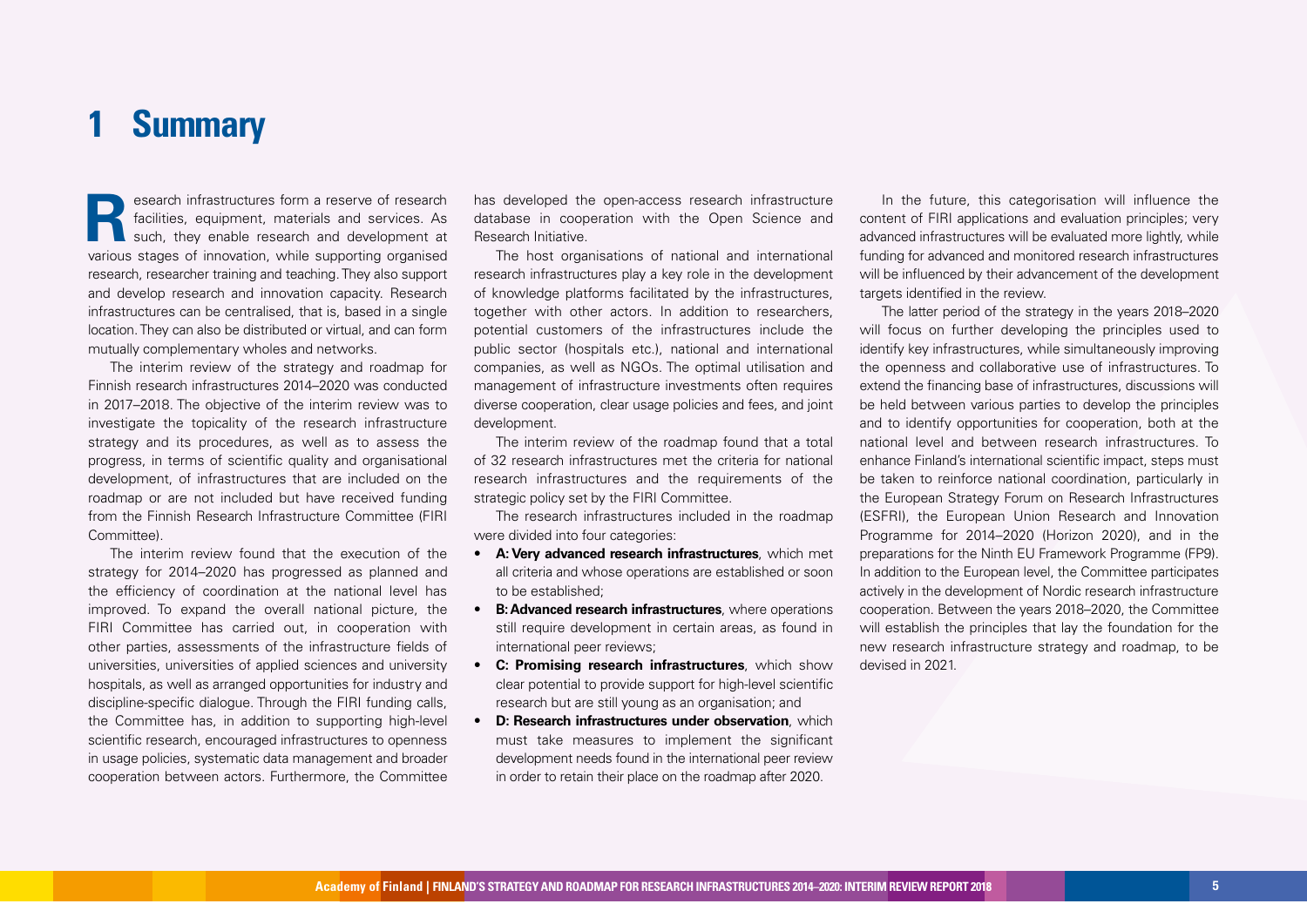# 1 Summary

Research infrastructures form a reserve of research facilities, equipment, materials and services. As such, they enable research and development at various stages of innovation, while supporting organised research, researcher training and teaching. They also support and develop research and innovation capacity. Research infrastructures can be centralised, that is, based in a single location. They can also be distributed or virtual, and can form mutually complementary wholes and networks.

The interim review of the strategy and roadmap for Finnish research infrastructures 2014–2020 was conducted in 2017–2018. The objective of the interim review was to investigate the topicality of the research infrastructure strategy and its procedures, as well as to assess the progress, in terms of scientific quality and organisational development, of infrastructures that are included on the roadmap or are not included but have received funding from the Finnish Research Infrastructure Committee (FIRI Committee).

The interim review found that the execution of the strategy for 2014–2020 has progressed as planned and the efficiency of coordination at the national level has improved. To expand the overall national picture, the FIRI Committee has carried out, in cooperation with other parties, assessments of the infrastructure fields of universities, universities of applied sciences and university hospitals, as well as arranged opportunities for industry and discipline-specific dialogue. Through the FIRI funding calls, the Committee has, in addition to supporting high-level scientific research, encouraged infrastructures to openness in usage policies, systematic data management and broader cooperation between actors. Furthermore, the Committee has developed the open-access research infrastructure database in cooperation with the Open Science and Research Initiative.

The host organisations of national and international research infrastructures play a key role in the development of knowledge platforms facilitated by the infrastructures, together with other actors. In addition to researchers, potential customers of the infrastructures include the public sector (hospitals etc.), national and international companies, as well as NGOs. The optimal utilisation and management of infrastructure investments often requires diverse cooperation, clear usage policies and fees, and joint development.

The interim review of the roadmap found that a total of 32 research infrastructures met the criteria for national research infrastructures and the requirements of the strategic policy set by the FIRI Committee.

The research infrastructures included in the roadmap were divided into four categories:

- **A: Very advanced research infrastructures**, which met all criteria and whose operations are established or soon to be established;
- **B: Advanced research infrastructures**, where operations still require development in certain areas, as found in international peer reviews;
- **C: Promising research infrastructures**, which show clear potential to provide support for high-level scientific research but are still young as an organisation; and
- **D: Research infrastructures under observation**, which must take measures to implement the significant development needs found in the international peer review in order to retain their place on the roadmap after 2020.

In the future, this categorisation will influence the content of FIRI applications and evaluation principles; very advanced infrastructures will be evaluated more lightly, while funding for advanced and monitored research infrastructures will be influenced by their advancement of the development targets identified in the review.

The latter period of the strategy in the years 2018–2020 will focus on further developing the principles used to identify key infrastructures, while simultaneously improving the openness and collaborative use of infrastructures. To extend the financing base of infrastructures, discussions will be held between various parties to develop the principles and to identify opportunities for cooperation, both at the national level and between research infrastructures. To enhance Finland's international scientific impact, steps must be taken to reinforce national coordination, particularly in the European Strategy Forum on Research Infrastructures (ESFRI), the European Union Research and Innovation Programme for 2014–2020 (Horizon 2020), and in the preparations for the Ninth EU Framework Programme (FP9). In addition to the European level, the Committee participates actively in the development of Nordic research infrastructure cooperation. Between the years 2018–2020, the Committee will establish the principles that lay the foundation for the new research infrastructure strategy and roadmap, to be devised in 2021.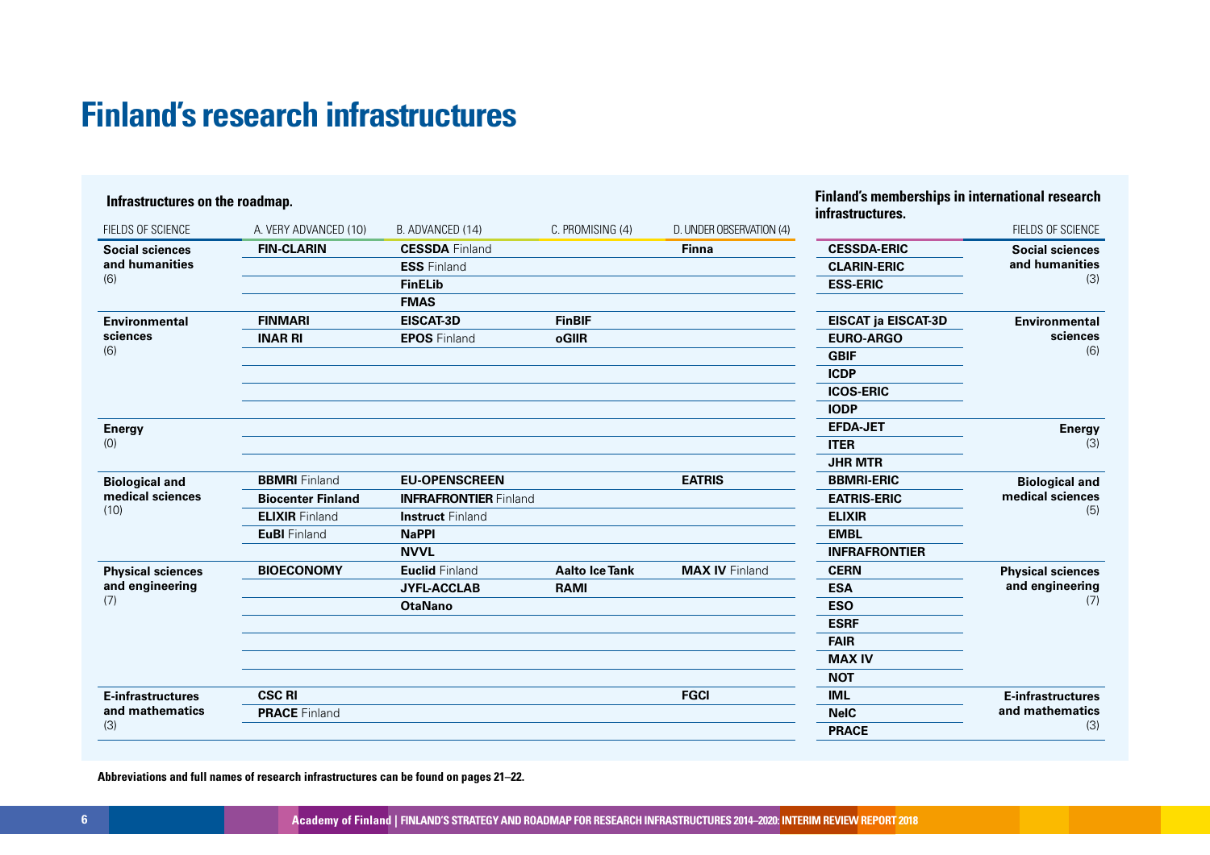# Finland's research infrastructures

## Infrastructures on the roadmap.

| FIELDS OF SCIENCE | A. VERY ADVANCED (10) | B. ADVANCED (14) | C. PROMISING (4) | D. UNDER OBSERVATION (4) |
|---|---|---|---|---|
| **Social sciences and humanities** (6) | **FIN-CLARIN** | **CESSDA** Finland | | **Finna** |
| | | **ESS** Finland | | |
| | | **FinELib** | | |
| | | **FMAS** | | |
| **Environmental sciences** (6) | **FINMARI** | **EISCAT-3D** | **FinBIF** | |
| | **INAR RI** | **EPOS** Finland | **oGIIR** | |
| **Energy** (0) | | | | |
| **Biological and medical sciences** (10) | **BBMRI** Finland | **EU-OPENSCREEN** | | **EATRIS** |
| | **Biocenter Finland** | **INFRAFRONTIER** Finland | | |
| | **ELIXIR** Finland | **Instruct** Finland | | |
| | **EuBI** Finland | **NaPPI** | | |
| | | **NVVL** | | |
| **Physical sciences and engineering** (7) | **BIOECONOMY** | **Euclid** Finland | **Aalto Ice Tank** | **MAX IV** Finland |
| | | **JYFL-ACCLAB** | **RAMI** | |
| | | **OtaNano** | | |
| **E-infrastructures and mathematics** (3) | **CSC RI** | | | **FGCI** |
| | **PRACE** Finland | | | |

## Finland's memberships in international research infrastructures.

| Infrastructure | FIELDS OF SCIENCE |
|---|---|
| **CESSDA-ERIC** | **Social sciences and humanities** (3) |
| **CLARIN-ERIC** | |
| **ESS-ERIC** | |
| **EISCAT ja EISCAT-3D** | **Environmental sciences** (6) |
| **EURO-ARGO** | |
| **GBIF** | |
| **ICDP** | |
| **ICOS-ERIC** | |
| **IODP** | |
| **EFDA-JET** | **Energy** (3) |
| **ITER** | |
| **JHR MTR** | |
| **BBMRI-ERIC** | **Biological and medical sciences** (5) |
| **EATRIS-ERIC** | |
| **ELIXIR** | |
| **EMBL** | |
| **INFRAFRONTIER** | |
| **CERN** | **Physical sciences and engineering** (7) |
| **ESA** | |
| **ESO** | |
| **ESRF** | |
| **FAIR** | |
| **MAX IV** | |
| **NOT** | |
| **IML** | **E-infrastructures and mathematics** (3) |
| **NeIC** | |
| **PRACE** | |

**Abbreviations and full names of research infrastructures can be found on pages 21–22.**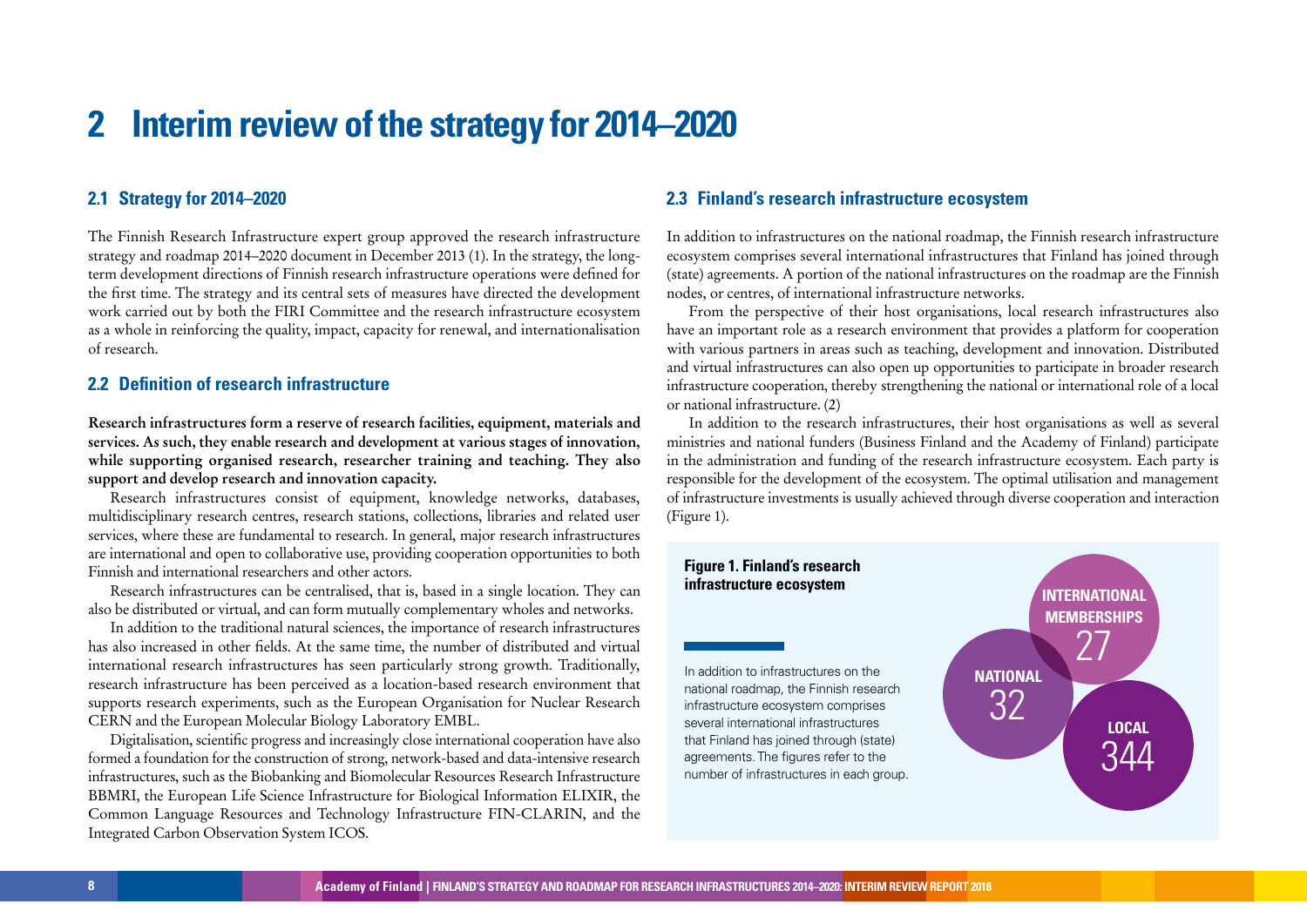# 2 Interim review of the strategy for 2014–2020

## 2.1 Strategy for 2014–2020

The Finnish Research Infrastructure expert group approved the research infrastructure strategy and roadmap 2014–2020 document in December 2013 (1). In the strategy, the long-term development directions of Finnish research infrastructure operations were defined for the first time. The strategy and its central sets of measures have directed the development work carried out by both the FIRI Committee and the research infrastructure ecosystem as a whole in reinforcing the quality, impact, capacity for renewal, and internationalisation of research.

## 2.2 Definition of research infrastructure

**Research infrastructures form a reserve of research facilities, equipment, materials and services. As such, they enable research and development at various stages of innovation, while supporting organised research, researcher training and teaching. They also support and develop research and innovation capacity.**

Research infrastructures consist of equipment, knowledge networks, databases, multidisciplinary research centres, research stations, collections, libraries and related user services, where these are fundamental to research. In general, major research infrastructures are international and open to collaborative use, providing cooperation opportunities to both Finnish and international researchers and other actors.

Research infrastructures can be centralised, that is, based in a single location. They can also be distributed or virtual, and can form mutually complementary wholes and networks.

In addition to the traditional natural sciences, the importance of research infrastructures has also increased in other fields. At the same time, the number of distributed and virtual international research infrastructures has seen particularly strong growth. Traditionally, research infrastructure has been perceived as a location-based research environment that supports research experiments, such as the European Organisation for Nuclear Research CERN and the European Molecular Biology Laboratory EMBL.

Digitalisation, scientific progress and increasingly close international cooperation have also formed a foundation for the construction of strong, network-based and data-intensive research infrastructures, such as the Biobanking and Biomolecular Resources Research Infrastructure BBMRI, the European Life Science Infrastructure for Biological Information ELIXIR, the Common Language Resources and Technology Infrastructure FIN-CLARIN, and the Integrated Carbon Observation System ICOS.

## 2.3 Finland's research infrastructure ecosystem

In addition to infrastructures on the national roadmap, the Finnish research infrastructure ecosystem comprises several international infrastructures that Finland has joined through (state) agreements. A portion of the national infrastructures on the roadmap are the Finnish nodes, or centres, of international infrastructure networks.

From the perspective of their host organisations, local research infrastructures also have an important role as a research environment that provides a platform for cooperation with various partners in areas such as teaching, development and innovation. Distributed and virtual infrastructures can also open up opportunities to participate in broader research infrastructure cooperation, thereby strengthening the national or international role of a local or national infrastructure. (2)

In addition to the research infrastructures, their host organisations as well as several ministries and national funders (Business Finland and the Academy of Finland) participate in the administration and funding of the research infrastructure ecosystem. Each party is responsible for the development of the ecosystem. The optimal utilisation and management of infrastructure investments is usually achieved through diverse cooperation and interaction (Figure 1).

**Figure 1. Finland's research infrastructure ecosystem**

In addition to infrastructures on the national roadmap, the Finnish research infrastructure ecosystem comprises several international infrastructures that Finland has joined through (state) agreements. The figures refer to the number of infrastructures in each group.

| Group | Number |
| --- | --- |
| International memberships | 27 |
| National | 32 |
| Local | 344 |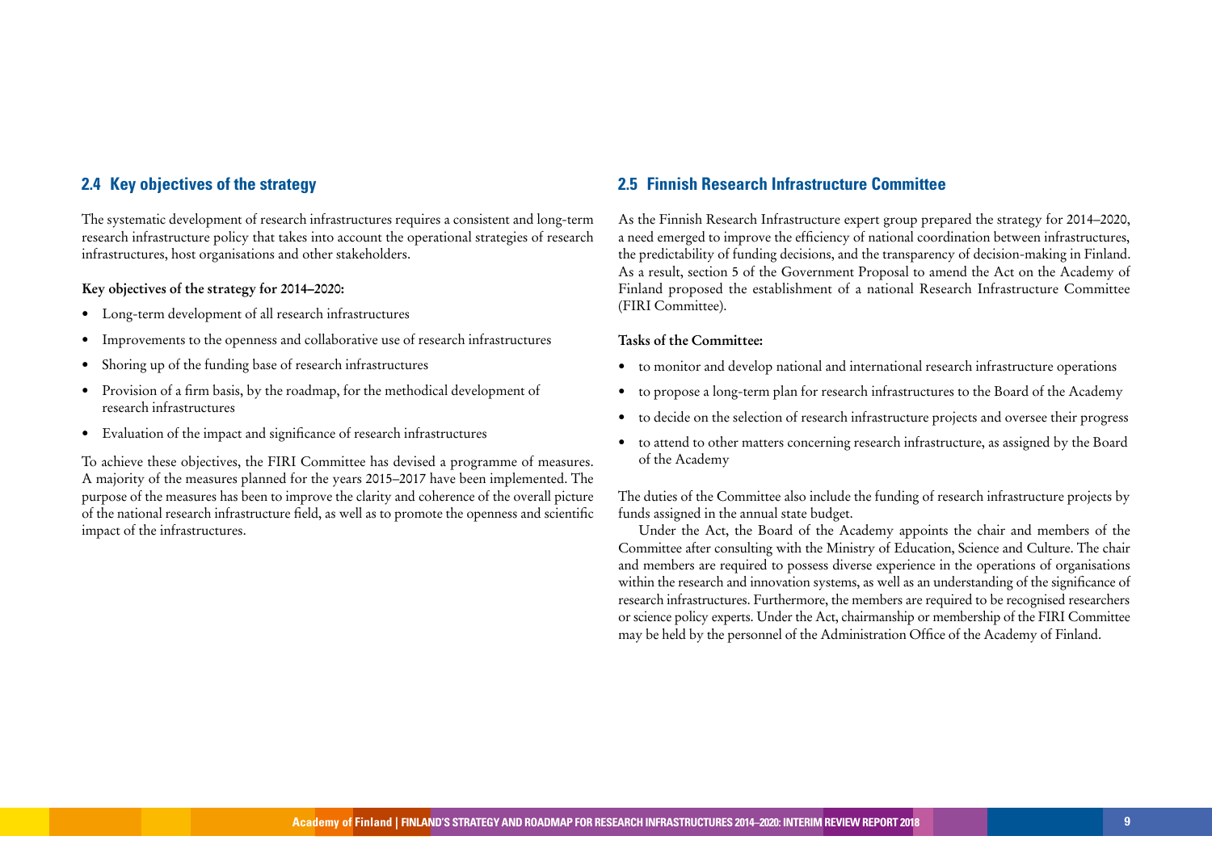## 2.4 Key objectives of the strategy

The systematic development of research infrastructures requires a consistent and long-term research infrastructure policy that takes into account the operational strategies of research infrastructures, host organisations and other stakeholders.

**Key objectives of the strategy for 2014–2020:**

- Long-term development of all research infrastructures
- Improvements to the openness and collaborative use of research infrastructures
- Shoring up of the funding base of research infrastructures
- Provision of a firm basis, by the roadmap, for the methodical development of research infrastructures
- Evaluation of the impact and significance of research infrastructures

To achieve these objectives, the FIRI Committee has devised a programme of measures. A majority of the measures planned for the years 2015–2017 have been implemented. The purpose of the measures has been to improve the clarity and coherence of the overall picture of the national research infrastructure field, as well as to promote the openness and scientific impact of the infrastructures.

## 2.5 Finnish Research Infrastructure Committee

As the Finnish Research Infrastructure expert group prepared the strategy for 2014–2020, a need emerged to improve the efficiency of national coordination between infrastructures, the predictability of funding decisions, and the transparency of decision-making in Finland. As a result, section 5 of the Government Proposal to amend the Act on the Academy of Finland proposed the establishment of a national Research Infrastructure Committee (FIRI Committee).

**Tasks of the Committee:**

- to monitor and develop national and international research infrastructure operations
- to propose a long-term plan for research infrastructures to the Board of the Academy
- to decide on the selection of research infrastructure projects and oversee their progress
- to attend to other matters concerning research infrastructure, as assigned by the Board of the Academy

The duties of the Committee also include the funding of research infrastructure projects by funds assigned in the annual state budget.

Under the Act, the Board of the Academy appoints the chair and members of the Committee after consulting with the Ministry of Education, Science and Culture. The chair and members are required to possess diverse experience in the operations of organisations within the research and innovation systems, as well as an understanding of the significance of research infrastructures. Furthermore, the members are required to be recognised researchers or science policy experts. Under the Act, chairmanship or membership of the FIRI Committee may be held by the personnel of the Administration Office of the Academy of Finland.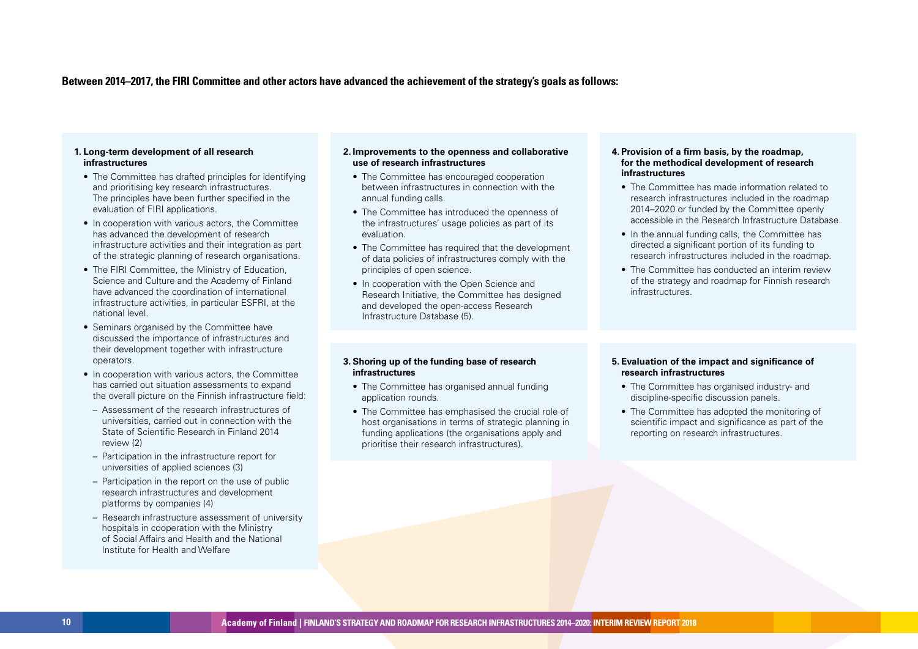**Between 2014–2017, the FIRI Committee and other actors have advanced the achievement of the strategy's goals as follows:**

**1. Long-term development of all research infrastructures**

- The Committee has drafted principles for identifying and prioritising key research infrastructures. The principles have been further specified in the evaluation of FIRI applications.
- In cooperation with various actors, the Committee has advanced the development of research infrastructure activities and their integration as part of the strategic planning of research organisations.
- The FIRI Committee, the Ministry of Education, Science and Culture and the Academy of Finland have advanced the coordination of international infrastructure activities, in particular ESFRI, at the national level.
- Seminars organised by the Committee have discussed the importance of infrastructures and their development together with infrastructure operators.
- In cooperation with various actors, the Committee has carried out situation assessments to expand the overall picture on the Finnish infrastructure field:
  - Assessment of the research infrastructures of universities, carried out in connection with the State of Scientific Research in Finland 2014 review (2)
  - Participation in the infrastructure report for universities of applied sciences (3)
  - Participation in the report on the use of public research infrastructures and development platforms by companies (4)
  - Research infrastructure assessment of university hospitals in cooperation with the Ministry of Social Affairs and Health and the National Institute for Health and Welfare

**2. Improvements to the openness and collaborative use of research infrastructures**

- The Committee has encouraged cooperation between infrastructures in connection with the annual funding calls.
- The Committee has introduced the openness of the infrastructures' usage policies as part of its evaluation.
- The Committee has required that the development of data policies of infrastructures comply with the principles of open science.
- In cooperation with the Open Science and Research Initiative, the Committee has designed and developed the open-access Research Infrastructure Database (5).

**3. Shoring up of the funding base of research infrastructures**

- The Committee has organised annual funding application rounds.
- The Committee has emphasised the crucial role of host organisations in terms of strategic planning in funding applications (the organisations apply and prioritise their research infrastructures).

**4. Provision of a firm basis, by the roadmap, for the methodical development of research infrastructures**

- The Committee has made information related to research infrastructures included in the roadmap 2014–2020 or funded by the Committee openly accessible in the Research Infrastructure Database.
- In the annual funding calls, the Committee has directed a significant portion of its funding to research infrastructures included in the roadmap.
- The Committee has conducted an interim review of the strategy and roadmap for Finnish research infrastructures.

**5. Evaluation of the impact and significance of research infrastructures**

- The Committee has organised industry- and discipline-specific discussion panels.
- The Committee has adopted the monitoring of scientific impact and significance as part of the reporting on research infrastructures.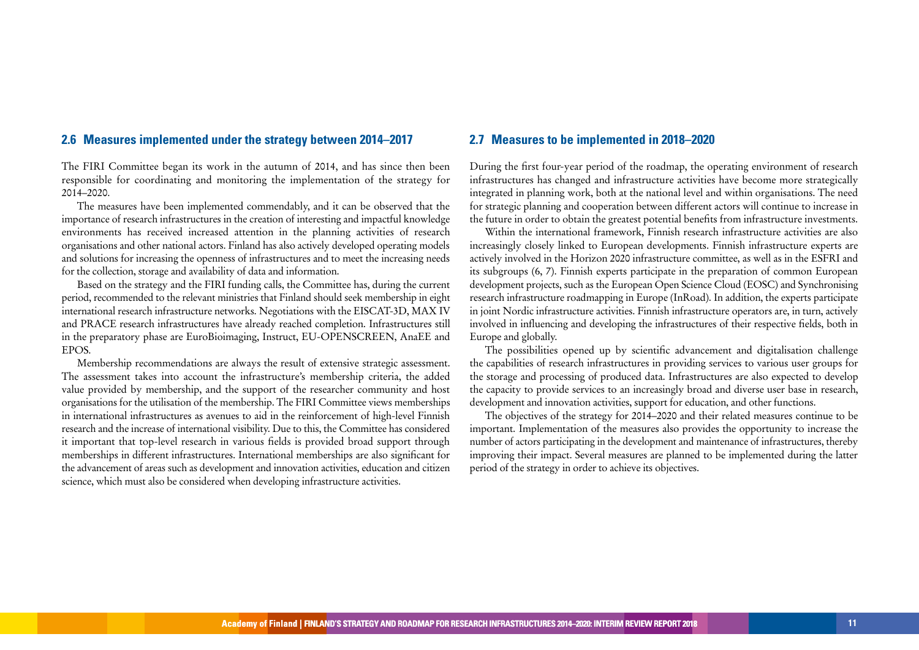## 2.6 Measures implemented under the strategy between 2014–2017

The FIRI Committee began its work in the autumn of 2014, and has since then been responsible for coordinating and monitoring the implementation of the strategy for 2014–2020.

The measures have been implemented commendably, and it can be observed that the importance of research infrastructures in the creation of interesting and impactful knowledge environments has received increased attention in the planning activities of research organisations and other national actors. Finland has also actively developed operating models and solutions for increasing the openness of infrastructures and to meet the increasing needs for the collection, storage and availability of data and information.

Based on the strategy and the FIRI funding calls, the Committee has, during the current period, recommended to the relevant ministries that Finland should seek membership in eight international research infrastructure networks. Negotiations with the EISCAT-3D, MAX IV and PRACE research infrastructures have already reached completion. Infrastructures still in the preparatory phase are EuroBioimaging, Instruct, EU-OPENSCREEN, AnaEE and EPOS.

Membership recommendations are always the result of extensive strategic assessment. The assessment takes into account the infrastructure's membership criteria, the added value provided by membership, and the support of the researcher community and host organisations for the utilisation of the membership. The FIRI Committee views memberships in international infrastructures as avenues to aid in the reinforcement of high-level Finnish research and the increase of international visibility. Due to this, the Committee has considered it important that top-level research in various fields is provided broad support through memberships in different infrastructures. International memberships are also significant for the advancement of areas such as development and innovation activities, education and citizen science, which must also be considered when developing infrastructure activities.

## 2.7 Measures to be implemented in 2018–2020

During the first four-year period of the roadmap, the operating environment of research infrastructures has changed and infrastructure activities have become more strategically integrated in planning work, both at the national level and within organisations. The need for strategic planning and cooperation between different actors will continue to increase in the future in order to obtain the greatest potential benefits from infrastructure investments.

Within the international framework, Finnish research infrastructure activities are also increasingly closely linked to European developments. Finnish infrastructure experts are actively involved in the Horizon 2020 infrastructure committee, as well as in the ESFRI and its subgroups (6, 7). Finnish experts participate in the preparation of common European development projects, such as the European Open Science Cloud (EOSC) and Synchronising research infrastructure roadmapping in Europe (InRoad). In addition, the experts participate in joint Nordic infrastructure activities. Finnish infrastructure operators are, in turn, actively involved in influencing and developing the infrastructures of their respective fields, both in Europe and globally.

The possibilities opened up by scientific advancement and digitalisation challenge the capabilities of research infrastructures in providing services to various user groups for the storage and processing of produced data. Infrastructures are also expected to develop the capacity to provide services to an increasingly broad and diverse user base in research, development and innovation activities, support for education, and other functions.

The objectives of the strategy for 2014–2020 and their related measures continue to be important. Implementation of the measures also provides the opportunity to increase the number of actors participating in the development and maintenance of infrastructures, thereby improving their impact. Several measures are planned to be implemented during the latter period of the strategy in order to achieve its objectives.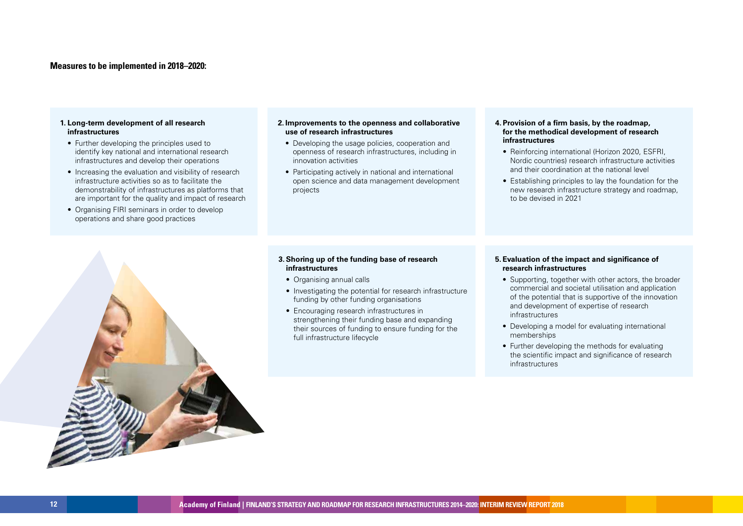**Measures to be implemented in 2018–2020:**

**1. Long-term development of all research infrastructures**

- Further developing the principles used to identify key national and international research infrastructures and develop their operations
- Increasing the evaluation and visibility of research infrastructure activities so as to facilitate the demonstrability of infrastructures as platforms that are important for the quality and impact of research
- Organising FIRI seminars in order to develop operations and share good practices

**2. Improvements to the openness and collaborative use of research infrastructures**

- Developing the usage policies, cooperation and openness of research infrastructures, including in innovation activities
- Participating actively in national and international open science and data management development projects

**3. Shoring up of the funding base of research infrastructures**

- Organising annual calls
- Investigating the potential for research infrastructure funding by other funding organisations
- Encouraging research infrastructures in strengthening their funding base and expanding their sources of funding to ensure funding for the full infrastructure lifecycle

**4. Provision of a firm basis, by the roadmap, for the methodical development of research infrastructures**

- Reinforcing international (Horizon 2020, ESFRI, Nordic countries) research infrastructure activities and their coordination at the national level
- Establishing principles to lay the foundation for the new research infrastructure strategy and roadmap, to be devised in 2021

**5. Evaluation of the impact and significance of research infrastructures**

- Supporting, together with other actors, the broader commercial and societal utilisation and application of the potential that is supportive of the innovation and development of expertise of research infrastructures
- Developing a model for evaluating international memberships
- Further developing the methods for evaluating the scientific impact and significance of research infrastructures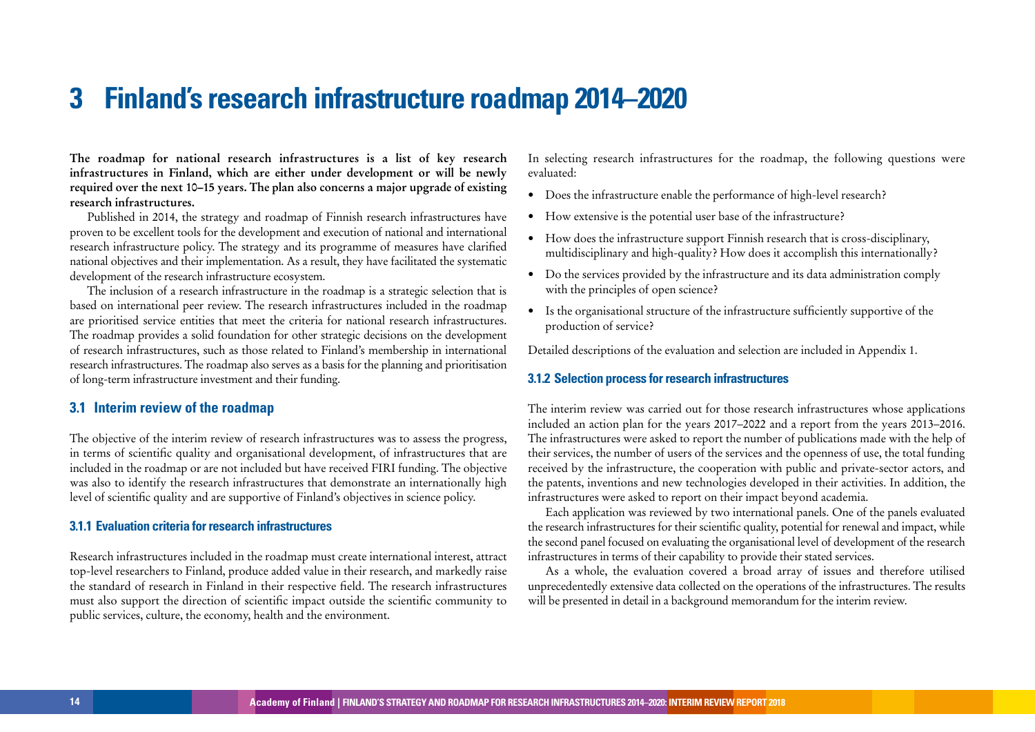# 3 Finland's research infrastructure roadmap 2014–2020

**The roadmap for national research infrastructures is a list of key research infrastructures in Finland, which are either under development or will be newly required over the next 10–15 years. The plan also concerns a major upgrade of existing research infrastructures.**

Published in 2014, the strategy and roadmap of Finnish research infrastructures have proven to be excellent tools for the development and execution of national and international research infrastructure policy. The strategy and its programme of measures have clarified national objectives and their implementation. As a result, they have facilitated the systematic development of the research infrastructure ecosystem.

The inclusion of a research infrastructure in the roadmap is a strategic selection that is based on international peer review. The research infrastructures included in the roadmap are prioritised service entities that meet the criteria for national research infrastructures. The roadmap provides a solid foundation for other strategic decisions on the development of research infrastructures, such as those related to Finland's membership in international research infrastructures. The roadmap also serves as a basis for the planning and prioritisation of long-term infrastructure investment and their funding.

## 3.1 Interim review of the roadmap

The objective of the interim review of research infrastructures was to assess the progress, in terms of scientific quality and organisational development, of infrastructures that are included in the roadmap or are not included but have received FIRI funding. The objective was also to identify the research infrastructures that demonstrate an internationally high level of scientific quality and are supportive of Finland's objectives in science policy.

### 3.1.1 Evaluation criteria for research infrastructures

Research infrastructures included in the roadmap must create international interest, attract top-level researchers to Finland, produce added value in their research, and markedly raise the standard of research in Finland in their respective field. The research infrastructures must also support the direction of scientific impact outside the scientific community to public services, culture, the economy, health and the environment.

In selecting research infrastructures for the roadmap, the following questions were evaluated:

- Does the infrastructure enable the performance of high-level research?
- How extensive is the potential user base of the infrastructure?
- How does the infrastructure support Finnish research that is cross-disciplinary, multidisciplinary and high-quality? How does it accomplish this internationally?
- Do the services provided by the infrastructure and its data administration comply with the principles of open science?
- Is the organisational structure of the infrastructure sufficiently supportive of the production of service?

Detailed descriptions of the evaluation and selection are included in Appendix 1.

### 3.1.2 Selection process for research infrastructures

The interim review was carried out for those research infrastructures whose applications included an action plan for the years 2017–2022 and a report from the years 2013–2016. The infrastructures were asked to report the number of publications made with the help of their services, the number of users of the services and the openness of use, the total funding received by the infrastructure, the cooperation with public and private-sector actors, and the patents, inventions and new technologies developed in their activities. In addition, the infrastructures were asked to report on their impact beyond academia.

Each application was reviewed by two international panels. One of the panels evaluated the research infrastructures for their scientific quality, potential for renewal and impact, while the second panel focused on evaluating the organisational level of development of the research infrastructures in terms of their capability to provide their stated services.

As a whole, the evaluation covered a broad array of issues and therefore utilised unprecedentedly extensive data collected on the operations of the infrastructures. The results will be presented in detail in a background memorandum for the interim review.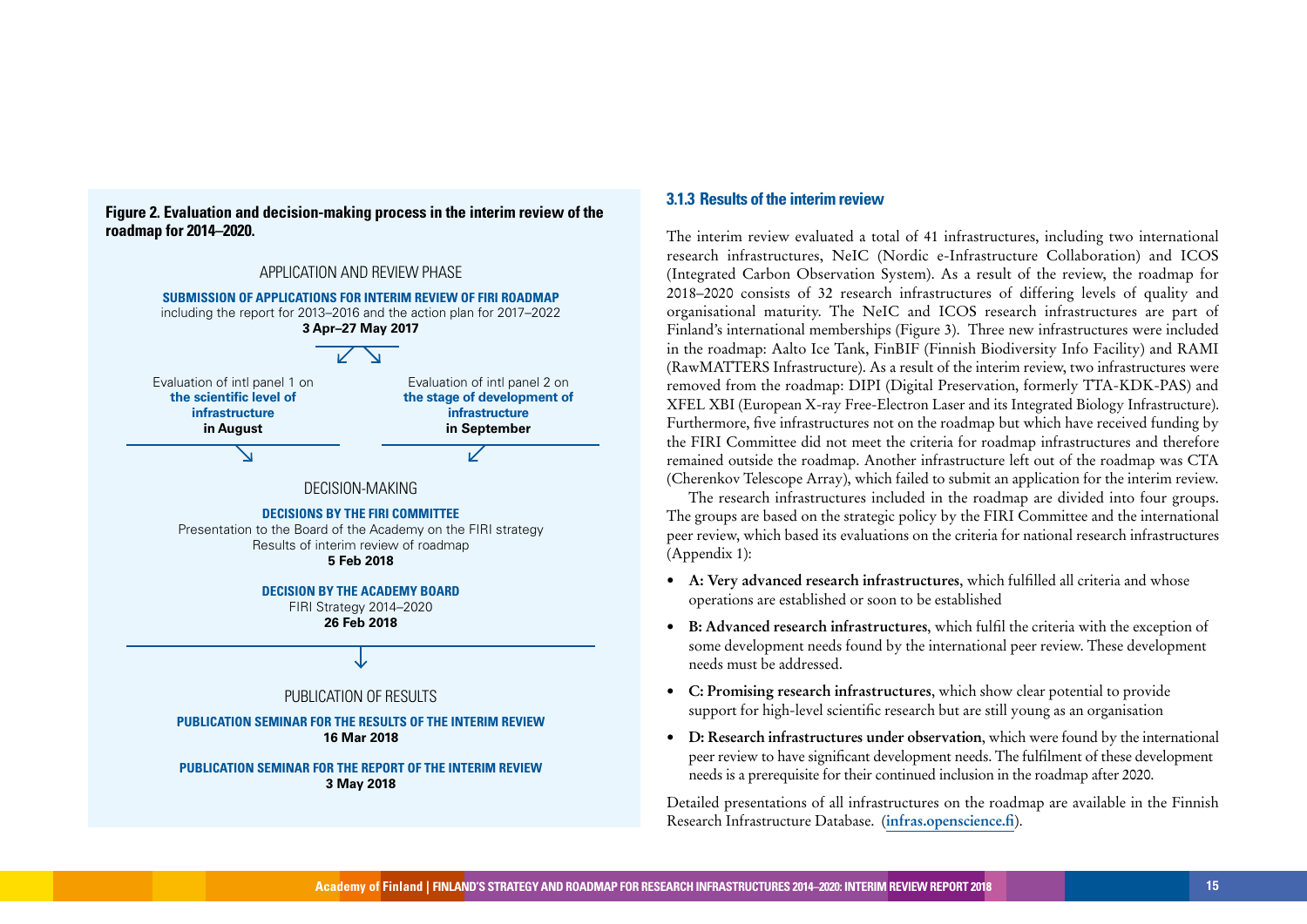**Figure 2. Evaluation and decision-making process in the interim review of the roadmap for 2014–2020.**

APPLICATION AND REVIEW PHASE

**SUBMISSION OF APPLICATIONS FOR INTERIM REVIEW OF FIRI ROADMAP**
including the report for 2013–2016 and the action plan for 2017–2022
**3 Apr–27 May 2017**

Evaluation of intl panel 1 on **the scientific level of infrastructure** **in August**

Evaluation of intl panel 2 on **the stage of development of infrastructure** **in September**

DECISION-MAKING

**DECISIONS BY THE FIRI COMMITTEE**
Presentation to the Board of the Academy on the FIRI strategy
Results of interim review of roadmap
**5 Feb 2018**

**DECISION BY THE ACADEMY BOARD**
FIRI Strategy 2014–2020
**26 Feb 2018**

PUBLICATION OF RESULTS

**PUBLICATION SEMINAR FOR THE RESULTS OF THE INTERIM REVIEW**
**16 Mar 2018**

**PUBLICATION SEMINAR FOR THE REPORT OF THE INTERIM REVIEW**
**3 May 2018**

### 3.1.3 Results of the interim review

The interim review evaluated a total of 41 infrastructures, including two international research infrastructures, NeIC (Nordic e-Infrastructure Collaboration) and ICOS (Integrated Carbon Observation System). As a result of the review, the roadmap for 2018–2020 consists of 32 research infrastructures of differing levels of quality and organisational maturity. The NeIC and ICOS research infrastructures are part of Finland's international memberships (Figure 3). Three new infrastructures were included in the roadmap: Aalto Ice Tank, FinBIF (Finnish Biodiversity Info Facility) and RAMI (RawMATTERS Infrastructure). As a result of the interim review, two infrastructures were removed from the roadmap: DIPI (Digital Preservation, formerly TTA-KDK-PAS) and XFEL XBI (European X-ray Free-Electron Laser and its Integrated Biology Infrastructure). Furthermore, five infrastructures not on the roadmap but which have received funding by the FIRI Committee did not meet the criteria for roadmap infrastructures and therefore remained outside the roadmap. Another infrastructure left out of the roadmap was CTA (Cherenkov Telescope Array), which failed to submit an application for the interim review.

The research infrastructures included in the roadmap are divided into four groups. The groups are based on the strategic policy by the FIRI Committee and the international peer review, which based its evaluations on the criteria for national research infrastructures (Appendix 1):

- **A: Very advanced research infrastructures**, which fulfilled all criteria and whose operations are established or soon to be established
- **B: Advanced research infrastructures**, which fulfil the criteria with the exception of some development needs found by the international peer review. These development needs must be addressed.
- **C: Promising research infrastructures**, which show clear potential to provide support for high-level scientific research but are still young as an organisation
- **D: Research infrastructures under observation**, which were found by the international peer review to have significant development needs. The fulfilment of these development needs is a prerequisite for their continued inclusion in the roadmap after 2020.

Detailed presentations of all infrastructures on the roadmap are available in the Finnish Research Infrastructure Database. (**infras.openscience.fi**).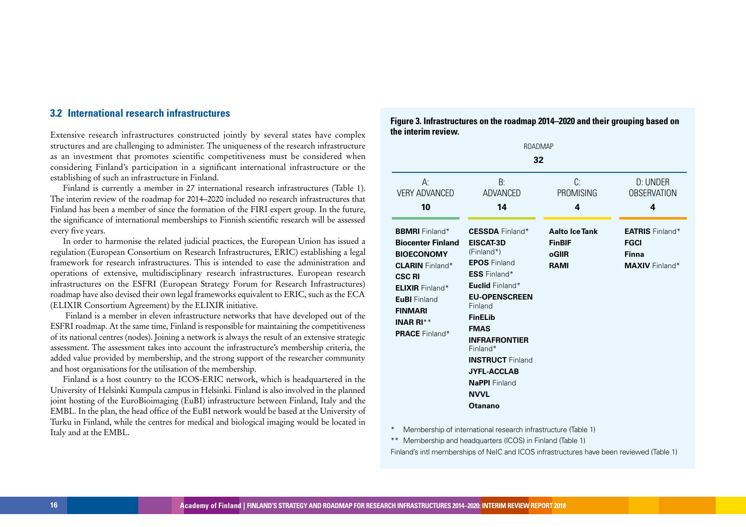## 3.2 International research infrastructures

Extensive research infrastructures constructed jointly by several states have complex structures and are challenging to administer. The uniqueness of the research infrastructure as an investment that promotes scientific competitiveness must be considered when considering Finland's participation in a significant international infrastructure or the establishing of such an infrastructure in Finland.

Finland is currently a member in 27 international research infrastructures (Table 1). The interim review of the roadmap for 2014–2020 included no research infrastructures that Finland has been a member of since the formation of the FIRI expert group. In the future, the significance of international memberships to Finnish scientific research will be assessed every five years.

In order to harmonise the related judicial practices, the European Union has issued a regulation (European Consortium on Research Infrastructures, ERIC) establishing a legal framework for research infrastructures. This is intended to ease the administration and operations of extensive, multidisciplinary research infrastructures. European research infrastructures on the ESFRI (European Strategy Forum for Research Infrastructures) roadmap have also devised their own legal frameworks equivalent to ERIC, such as the ECA (ELIXIR Consortium Agreement) by the ELIXIR initiative.

Finland is a member in eleven infrastructure networks that have developed out of the ESFRI roadmap. At the same time, Finland is responsible for maintaining the competitiveness of its national centres (nodes). Joining a network is always the result of an extensive strategic assessment. The assessment takes into account the infrastructure's membership criteria, the added value provided by membership, and the strong support of the researcher community and host organisations for the utilisation of the membership.

Finland is a host country to the ICOS-ERIC network, which is headquartered in the University of Helsinki Kumpula campus in Helsinki. Finland is also involved in the planned joint hosting of the EuroBioimaging (EuBI) infrastructure between Finland, Italy and the EMBL. In the plan, the head office of the EuBI network would be based at the University of Turku in Finland, while the centres for medical and biological imaging would be located in Italy and at the EMBL.

**Figure 3. Infrastructures on the roadmap 2014–2020 and their grouping based on the interim review.**

ROADMAP **32**

| A: VERY ADVANCED **10** | B: ADVANCED **14** | C: PROMISING **4** | D: UNDER OBSERVATION **4** |
|---|---|---|---|
| **BBMRI** Finland* | **CESSDA** Finland* | **Aalto Ice Tank** | **EATRIS** Finland* |
| **Biocenter Finland** | **EISCAT-3D** (Finland*) | **FinBIF** | **FGCI** |
| **BIOECONOMY** | **EPOS** Finland | **oGIIR** | **Finna** |
| **CLARIN** Finland* | **ESS** Finland* | **RAMI** | **MAXIV** Finland* |
| **CSC RI** | **Euclid** Finland* | | |
| **ELIXIR** Finland* | **EU-OPENSCREEN** Finland | | |
| **EuBI** Finland | **FinELib** | | |
| **FINMARI** | **FMAS** | | |
| **INAR RI**** | **INFRAFRONTIER** Finland* | | |
| **PRACE** Finland* | **INSTRUCT** Finland | | |
| | **JYFL-ACCLAB** | | |
| | **NaPPI** Finland | | |
| | **NVVL** | | |
| | **Otanano** | | |

\* Membership of international research infrastructure (Table 1)

** Membership and headquarters (ICOS) in Finland (Table 1)

Finland's intl memberships of NeIC and ICOS infrastructures have been reviewed (Table 1)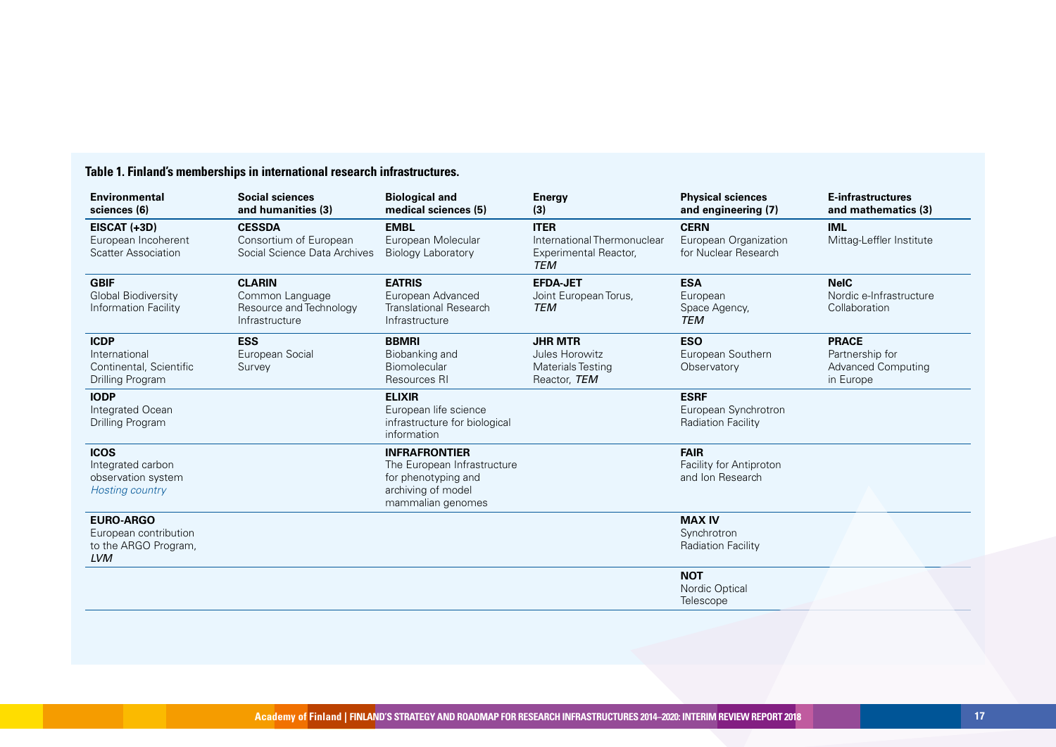**Table 1. Finland's memberships in international research infrastructures.**

| Environmental sciences (6) | Social sciences and humanities (3) | Biological and medical sciences (5) | Energy (3) | Physical sciences and engineering (7) | E-infrastructures and mathematics (3) |
|---|---|---|---|---|---|
| **EISCAT (+3D)** European Incoherent Scatter Association | **CESSDA** Consortium of European Social Science Data Archives | **EMBL** European Molecular Biology Laboratory | **ITER** International Thermonuclear Experimental Reactor, *TEM* | **CERN** European Organization for Nuclear Research | **IML** Mittag-Leffler Institute |
| **GBIF** Global Biodiversity Information Facility | **CLARIN** Common Language Resource and Technology Infrastructure | **EATRIS** European Advanced Translational Research Infrastructure | **EFDA-JET** Joint European Torus, *TEM* | **ESA** European Space Agency, *TEM* | **NeIC** Nordic e-Infrastructure Collaboration |
| **ICDP** International Continental, Scientific Drilling Program | **ESS** European Social Survey | **BBMRI** Biobanking and Biomolecular Resources RI | **JHR MTR** Jules Horowitz Materials Testing Reactor, *TEM* | **ESO** European Southern Observatory | **PRACE** Partnership for Advanced Computing in Europe |
| **IODP** Integrated Ocean Drilling Program | | **ELIXIR** European life science infrastructure for biological information | | **ESRF** European Synchrotron Radiation Facility | |
| **ICOS** Integrated carbon observation system *Hosting country* | | **INFRAFRONTIER** The European Infrastructure for phenotyping and archiving of model mammalian genomes | | **FAIR** Facility for Antiproton and Ion Research | |
| **EURO-ARGO** European contribution to the ARGO Program, *LVM* | | | | **MAX IV** Synchrotron Radiation Facility | |
| | | | | **NOT** Nordic Optical Telescope | |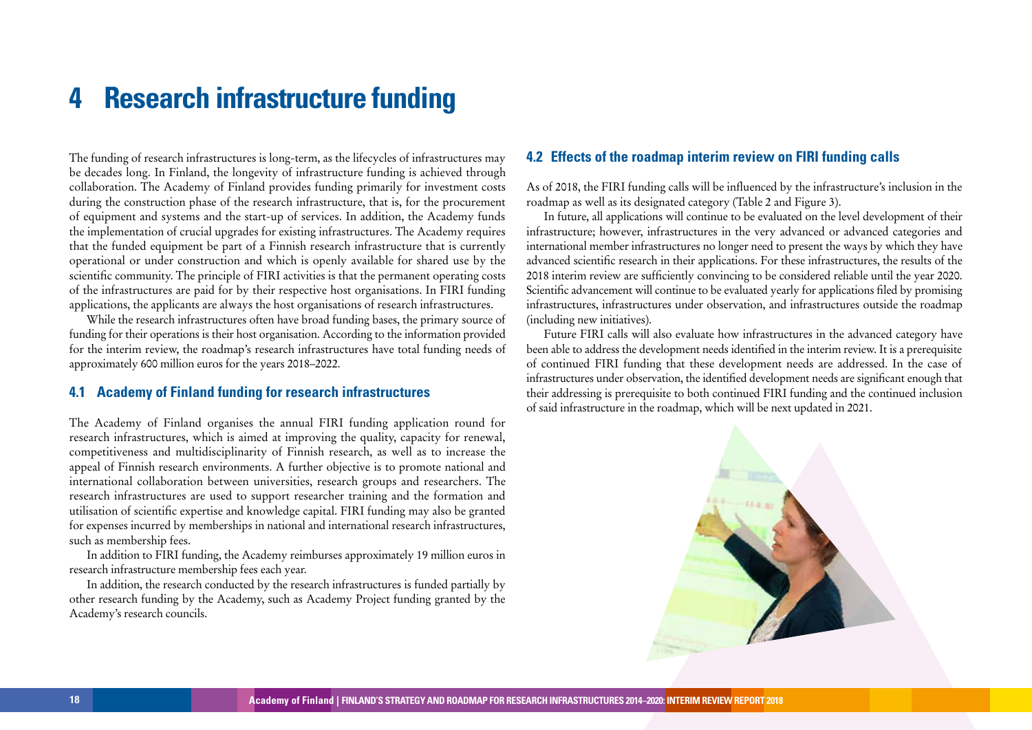# 4 Research infrastructure funding

The funding of research infrastructures is long-term, as the lifecycles of infrastructures may be decades long. In Finland, the longevity of infrastructure funding is achieved through collaboration. The Academy of Finland provides funding primarily for investment costs during the construction phase of the research infrastructure, that is, for the procurement of equipment and systems and the start-up of services. In addition, the Academy funds the implementation of crucial upgrades for existing infrastructures. The Academy requires that the funded equipment be part of a Finnish research infrastructure that is currently operational or under construction and which is openly available for shared use by the scientific community. The principle of FIRI activities is that the permanent operating costs of the infrastructures are paid for by their respective host organisations. In FIRI funding applications, the applicants are always the host organisations of research infrastructures.

While the research infrastructures often have broad funding bases, the primary source of funding for their operations is their host organisation. According to the information provided for the interim review, the roadmap's research infrastructures have total funding needs of approximately 600 million euros for the years 2018–2022.

## 4.1 Academy of Finland funding for research infrastructures

The Academy of Finland organises the annual FIRI funding application round for research infrastructures, which is aimed at improving the quality, capacity for renewal, competitiveness and multidisciplinarity of Finnish research, as well as to increase the appeal of Finnish research environments. A further objective is to promote national and international collaboration between universities, research groups and researchers. The research infrastructures are used to support researcher training and the formation and utilisation of scientific expertise and knowledge capital. FIRI funding may also be granted for expenses incurred by memberships in national and international research infrastructures, such as membership fees.

In addition to FIRI funding, the Academy reimburses approximately 19 million euros in research infrastructure membership fees each year.

In addition, the research conducted by the research infrastructures is funded partially by other research funding by the Academy, such as Academy Project funding granted by the Academy's research councils.

## 4.2 Effects of the roadmap interim review on FIRI funding calls

As of 2018, the FIRI funding calls will be influenced by the infrastructure's inclusion in the roadmap as well as its designated category (Table 2 and Figure 3).

In future, all applications will continue to be evaluated on the level development of their infrastructure; however, infrastructures in the very advanced or advanced categories and international member infrastructures no longer need to present the ways by which they have advanced scientific research in their applications. For these infrastructures, the results of the 2018 interim review are sufficiently convincing to be considered reliable until the year 2020. Scientific advancement will continue to be evaluated yearly for applications filed by promising infrastructures, infrastructures under observation, and infrastructures outside the roadmap (including new initiatives).

Future FIRI calls will also evaluate how infrastructures in the advanced category have been able to address the development needs identified in the interim review. It is a prerequisite of continued FIRI funding that these development needs are addressed. In the case of infrastructures under observation, the identified development needs are significant enough that their addressing is prerequisite to both continued FIRI funding and the continued inclusion of said infrastructure in the roadmap, which will be next updated in 2021.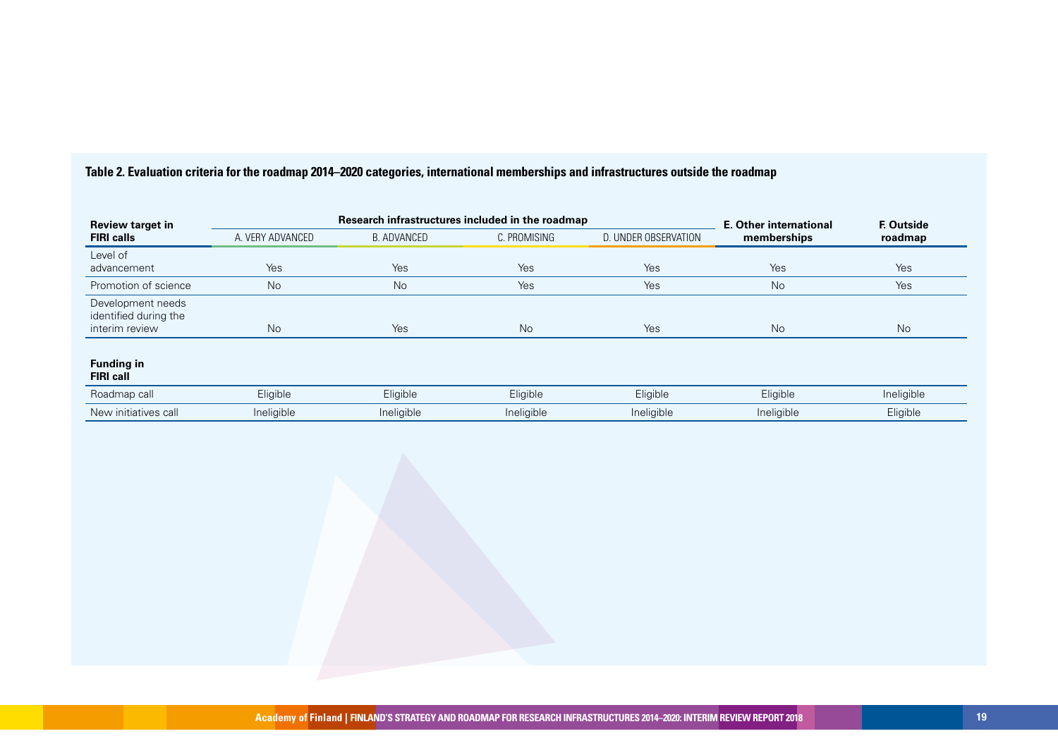**Table 2. Evaluation criteria for the roadmap 2014–2020 categories, international memberships and infrastructures outside the roadmap**

| Review target in FIRI calls | Research infrastructures included in the roadmap | | | | E. Other international memberships | F. Outside roadmap |
|---|---|---|---|---|---|---|
| | A. VERY ADVANCED | B. ADVANCED | C. PROMISING | D. UNDER OBSERVATION | | |
| Level of advancement | Yes | Yes | Yes | Yes | Yes | Yes |
| Promotion of science | No | No | Yes | Yes | No | Yes |
| Development needs identified during the interim review | No | Yes | No | Yes | No | No |
| **Funding in FIRI call** | | | | | | |
| Roadmap call | Eligible | Eligible | Eligible | Eligible | Eligible | Ineligible |
| New initiatives call | Ineligible | Ineligible | Ineligible | Ineligible | Ineligible | Eligible |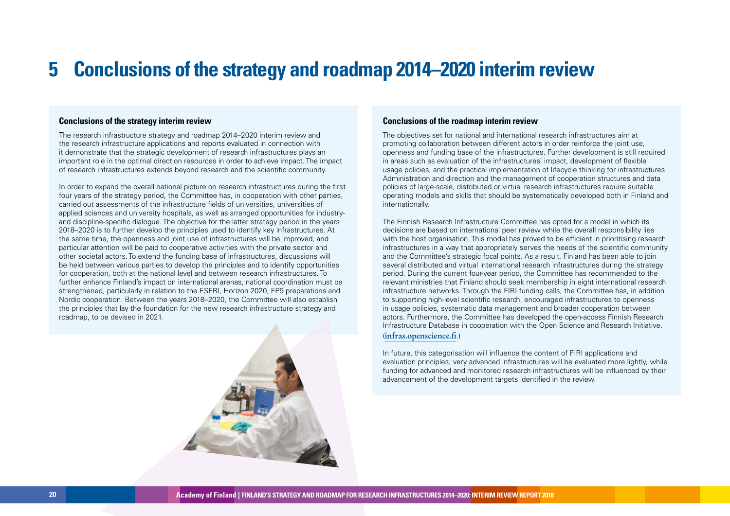# 5 Conclusions of the strategy and roadmap 2014–2020 interim review

### Conclusions of the strategy interim review

The research infrastructure strategy and roadmap 2014–2020 interim review and the research infrastructure applications and reports evaluated in connection with it demonstrate that the strategic development of research infrastructures plays an important role in the optimal direction resources in order to achieve impact. The impact of research infrastructures extends beyond research and the scientific community.

In order to expand the overall national picture on research infrastructures during the first four years of the strategy period, the Committee has, in cooperation with other parties, carried out assessments of the infrastructure fields of universities, universities of applied sciences and university hospitals, as well as arranged opportunities for industry- and discipline-specific dialogue. The objective for the latter strategy period in the years 2018–2020 is to further develop the principles used to identify key infrastructures. At the same time, the openness and joint use of infrastructures will be improved, and particular attention will be paid to cooperative activities with the private sector and other societal actors. To extend the funding base of infrastructures, discussions will be held between various parties to develop the principles and to identify opportunities for cooperation, both at the national level and between research infrastructures. To further enhance Finland's impact on international arenas, national coordination must be strengthened, particularly in relation to the ESFRI, Horizon 2020, FP9 preparations and Nordic cooperation. Between the years 2018–2020, the Committee will also establish the principles that lay the foundation for the new research infrastructure strategy and roadmap, to be devised in 2021.

### Conclusions of the roadmap interim review

The objectives set for national and international research infrastructures aim at promoting collaboration between different actors in order reinforce the joint use, openness and funding base of the infrastructures. Further development is still required in areas such as evaluation of the infrastructures' impact, development of flexible usage policies, and the practical implementation of lifecycle thinking for infrastructures. Administration and direction and the management of cooperation structures and data policies of large-scale, distributed or virtual research infrastructures require suitable operating models and skills that should be systematically developed both in Finland and internationally.

The Finnish Research Infrastructure Committee has opted for a model in which its decisions are based on international peer review while the overall responsibility lies with the host organisation. This model has proved to be efficient in prioritising research infrastructures in a way that appropriately serves the needs of the scientific community and the Committee's strategic focal points. As a result, Finland has been able to join several distributed and virtual international research infrastructures during the strategy period. During the current four-year period, the Committee has recommended to the relevant ministries that Finland should seek membership in eight international research infrastructure networks. Through the FIRI funding calls, the Committee has, in addition to supporting high-level scientific research, encouraged infrastructures to openness in usage policies, systematic data management and broader cooperation between actors. Furthermore, the Committee has developed the open-access Finnish Research Infrastructure Database in cooperation with the Open Science and Research Initiative. (**infras.openscience.fi**.)

In future, this categorisation will influence the content of FIRI applications and evaluation principles; very advanced infrastructures will be evaluated more lightly, while funding for advanced and monitored research infrastructures will be influenced by their advancement of the development targets identified in the review.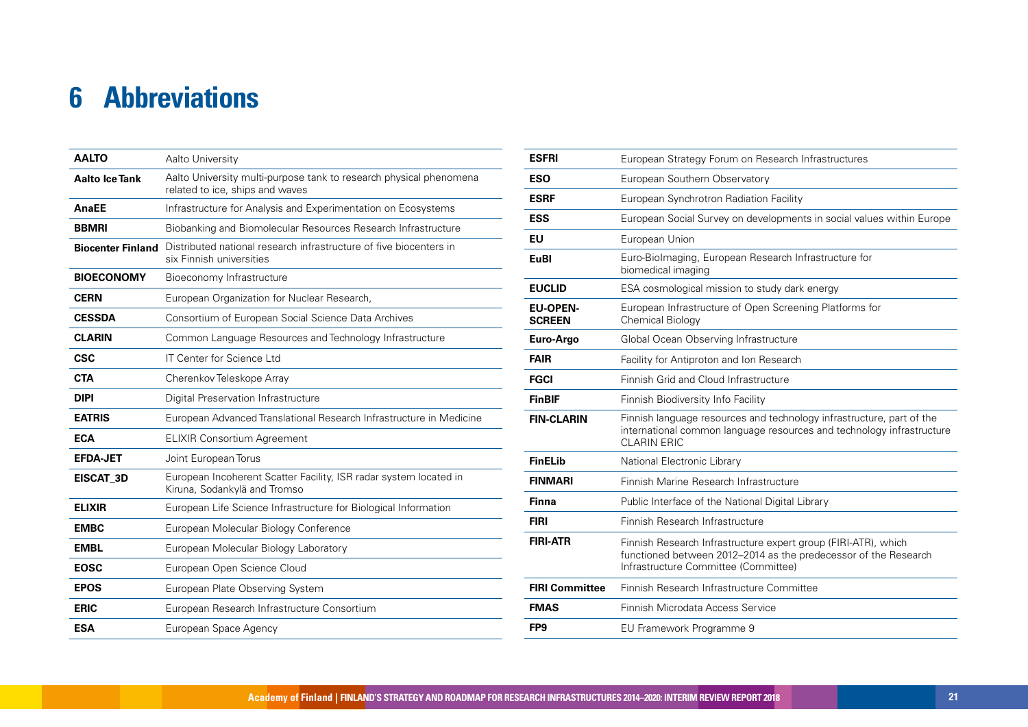# 6 Abbreviations

| | |
|---|---|
| **AALTO** | Aalto University |
| **Aalto Ice Tank** | Aalto University multi-purpose tank to research physical phenomena related to ice, ships and waves |
| **AnaEE** | Infrastructure for Analysis and Experimentation on Ecosystems |
| **BBMRI** | Biobanking and Biomolecular Resources Research Infrastructure |
| **Biocenter Finland** | Distributed national research infrastructure of five biocenters in six Finnish universities |
| **BIOECONOMY** | Bioeconomy Infrastructure |
| **CERN** | European Organization for Nuclear Research, |
| **CESSDA** | Consortium of European Social Science Data Archives |
| **CLARIN** | Common Language Resources and Technology Infrastructure |
| **CSC** | IT Center for Science Ltd |
| **CTA** | Cherenkov Teleskope Array |
| **DIPI** | Digital Preservation Infrastructure |
| **EATRIS** | European Advanced Translational Research Infrastructure in Medicine |
| **ECA** | ELIXIR Consortium Agreement |
| **EFDA-JET** | Joint European Torus |
| **EISCAT_3D** | European Incoherent Scatter Facility, ISR radar system located in Kiruna, Sodankylä and Tromso |
| **ELIXIR** | European Life Science Infrastructure for Biological Information |
| **EMBC** | European Molecular Biology Conference |
| **EMBL** | European Molecular Biology Laboratory |
| **EOSC** | European Open Science Cloud |
| **EPOS** | European Plate Observing System |
| **ERIC** | European Research Infrastructure Consortium |
| **ESA** | European Space Agency |
| **ESFRI** | European Strategy Forum on Research Infrastructures |
| **ESO** | European Southern Observatory |
| **ESRF** | European Synchrotron Radiation Facility |
| **ESS** | European Social Survey on developments in social values within Europe |
| **EU** | European Union |
| **EuBI** | Euro-BioImaging, European Research Infrastructure for biomedical imaging |
| **EUCLID** | ESA cosmological mission to study dark energy |
| **EU-OPEN-SCREEN** | European Infrastructure of Open Screening Platforms for Chemical Biology |
| **Euro-Argo** | Global Ocean Observing Infrastructure |
| **FAIR** | Facility for Antiproton and Ion Research |
| **FGCI** | Finnish Grid and Cloud Infrastructure |
| **FinBIF** | Finnish Biodiversity Info Facility |
| **FIN-CLARIN** | Finnish language resources and technology infrastructure, part of the international common language resources and technology infrastructure CLARIN ERIC |
| **FinELib** | National Electronic Library |
| **FINMARI** | Finnish Marine Research Infrastructure |
| **Finna** | Public Interface of the National Digital Library |
| **FIRI** | Finnish Research Infrastructure |
| **FIRI-ATR** | Finnish Research Infrastructure expert group (FIRI-ATR), which functioned between 2012–2014 as the predecessor of the Research Infrastructure Committee (Committee) |
| **FIRI Committee** | Finnish Research Infrastructure Committee |
| **FMAS** | Finnish Microdata Access Service |
| **FP9** | EU Framework Programme 9 |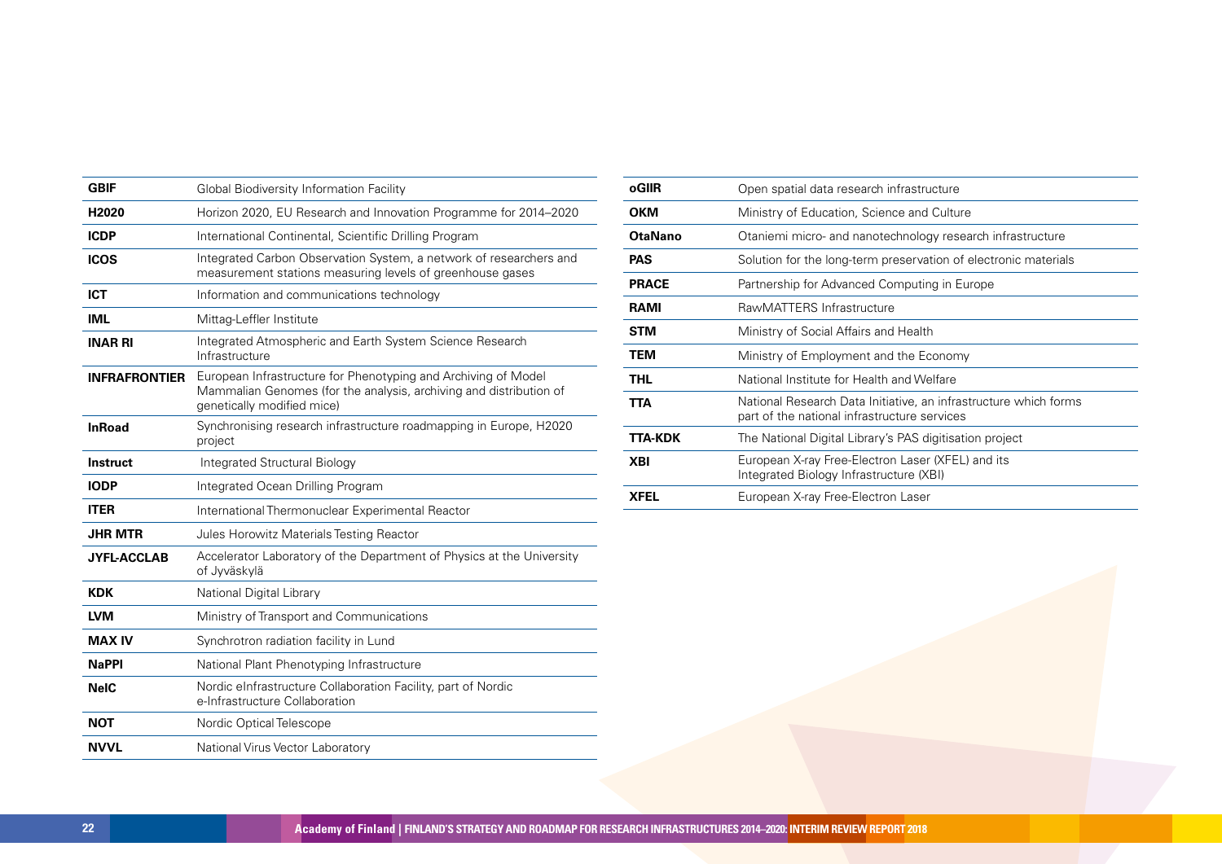| | |
|---|---|
| **GBIF** | Global Biodiversity Information Facility |
| **H2020** | Horizon 2020, EU Research and Innovation Programme for 2014–2020 |
| **ICDP** | International Continental, Scientific Drilling Program |
| **ICOS** | Integrated Carbon Observation System, a network of researchers and measurement stations measuring levels of greenhouse gases |
| **ICT** | Information and communications technology |
| **IML** | Mittag-Leffler Institute |
| **INAR RI** | Integrated Atmospheric and Earth System Science Research Infrastructure |
| **INFRAFRONTIER** | European Infrastructure for Phenotyping and Archiving of Model Mammalian Genomes (for the analysis, archiving and distribution of genetically modified mice) |
| **InRoad** | Synchronising research infrastructure roadmapping in Europe, H2020 project |
| **Instruct** | Integrated Structural Biology |
| **IODP** | Integrated Ocean Drilling Program |
| **ITER** | International Thermonuclear Experimental Reactor |
| **JHR MTR** | Jules Horowitz Materials Testing Reactor |
| **JYFL-ACCLAB** | Accelerator Laboratory of the Department of Physics at the University of Jyväskylä |
| **KDK** | National Digital Library |
| **LVM** | Ministry of Transport and Communications |
| **MAX IV** | Synchrotron radiation facility in Lund |
| **NaPPI** | National Plant Phenotyping Infrastructure |
| **NeIC** | Nordic eInfrastructure Collaboration Facility, part of Nordic e-Infrastructure Collaboration |
| **NOT** | Nordic Optical Telescope |
| **NVVL** | National Virus Vector Laboratory |
| **oGIIR** | Open spatial data research infrastructure |
| **OKM** | Ministry of Education, Science and Culture |
| **OtaNano** | Otaniemi micro- and nanotechnology research infrastructure |
| **PAS** | Solution for the long-term preservation of electronic materials |
| **PRACE** | Partnership for Advanced Computing in Europe |
| **RAMI** | RawMATTERS Infrastructure |
| **STM** | Ministry of Social Affairs and Health |
| **TEM** | Ministry of Employment and the Economy |
| **THL** | National Institute for Health and Welfare |
| **TTA** | National Research Data Initiative, an infrastructure which forms part of the national infrastructure services |
| **TTA-KDK** | The National Digital Library's PAS digitisation project |
| **XBI** | European X-ray Free-Electron Laser (XFEL) and its Integrated Biology Infrastructure (XBI) |
| **XFEL** | European X-ray Free-Electron Laser |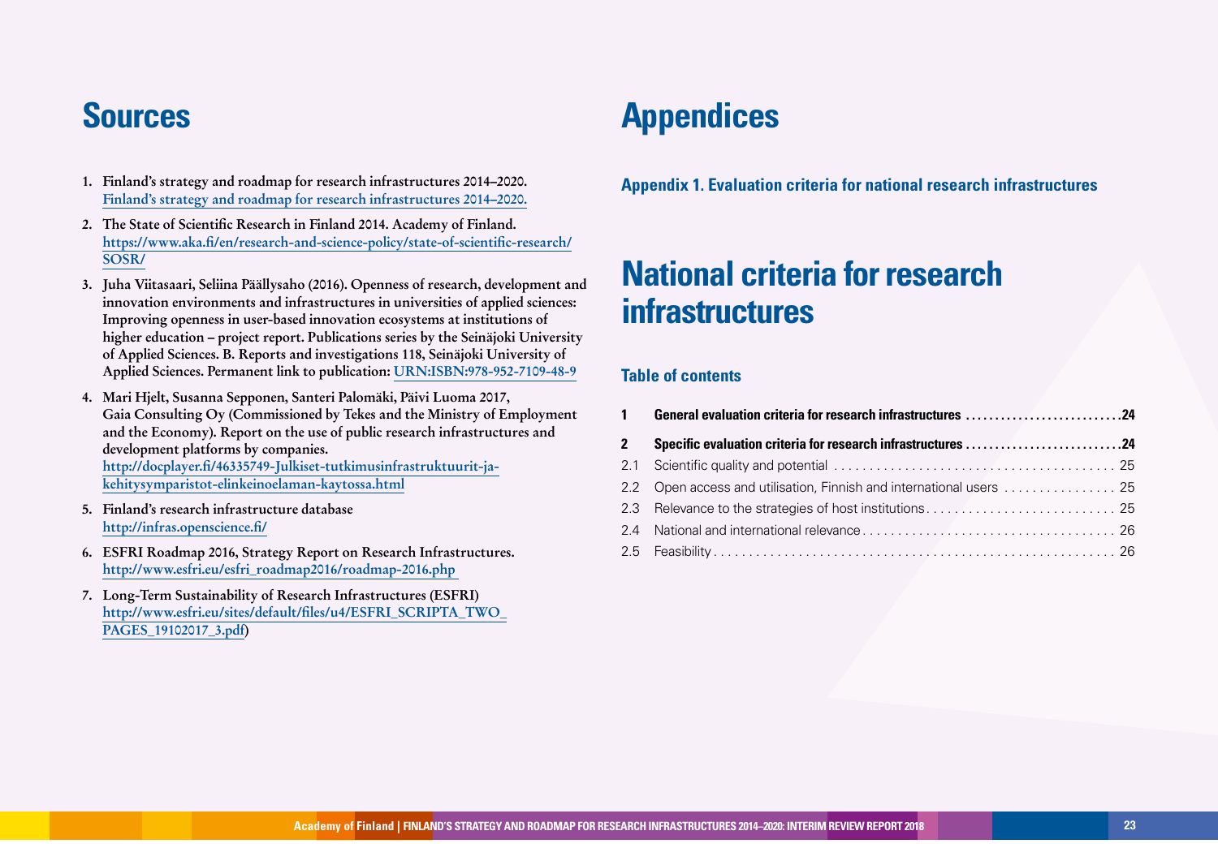# Sources

1. **Finland's strategy and roadmap for research infrastructures 2014–2020.** Finland's strategy and roadmap for research infrastructures 2014–2020.
2. **The State of Scientific Research in Finland 2014. Academy of Finland.** https://www.aka.fi/en/research-and-science-policy/state-of-scientific-research/SOSR/
3. **Juha Viitasaari, Seliina Päällysaho (2016). Openness of research, development and innovation environments and infrastructures in universities of applied sciences: Improving openness in user-based innovation ecosystems at institutions of higher education – project report. Publications series by the Seinäjoki University of Applied Sciences. B. Reports and investigations 118, Seinäjoki University of Applied Sciences. Permanent link to publication:** URN:ISBN:978-952-7109-48-9
4. **Mari Hjelt, Susanna Sepponen, Santeri Palomäki, Päivi Luoma 2017, Gaia Consulting Oy (Commissioned by Tekes and the Ministry of Employment and the Economy). Report on the use of public research infrastructures and development platforms by companies.** http://docplayer.fi/46335749-Julkiset-tutkimusinfrastruktuurit-ja-kehitysymparistot-elinkeinoelaman-kaytossa.html
5. **Finland's research infrastructure database** http://infras.openscience.fi/
6. **ESFRI Roadmap 2016, Strategy Report on Research Infrastructures.** http://www.esfri.eu/esfri_roadmap2016/roadmap-2016.php
7. **Long-Term Sustainability of Research Infrastructures (ESFRI)** http://www.esfri.eu/sites/default/files/u4/ESFRI_SCRIPTA_TWO_PAGES_19102017_3.pdf)

# Appendices

**Appendix 1. Evaluation criteria for national research infrastructures**

# National criteria for research infrastructures

### Table of contents

| | | |
|---|---|---|
| **1** | **General evaluation criteria for research infrastructures** | **24** |
| **2** | **Specific evaluation criteria for research infrastructures** | **24** |
| 2.1 | Scientific quality and potential | 25 |
| 2.2 | Open access and utilisation, Finnish and international users | 25 |
| 2.3 | Relevance to the strategies of host institutions | 25 |
| 2.4 | National and international relevance | 26 |
| 2.5 | Feasibility | 26 |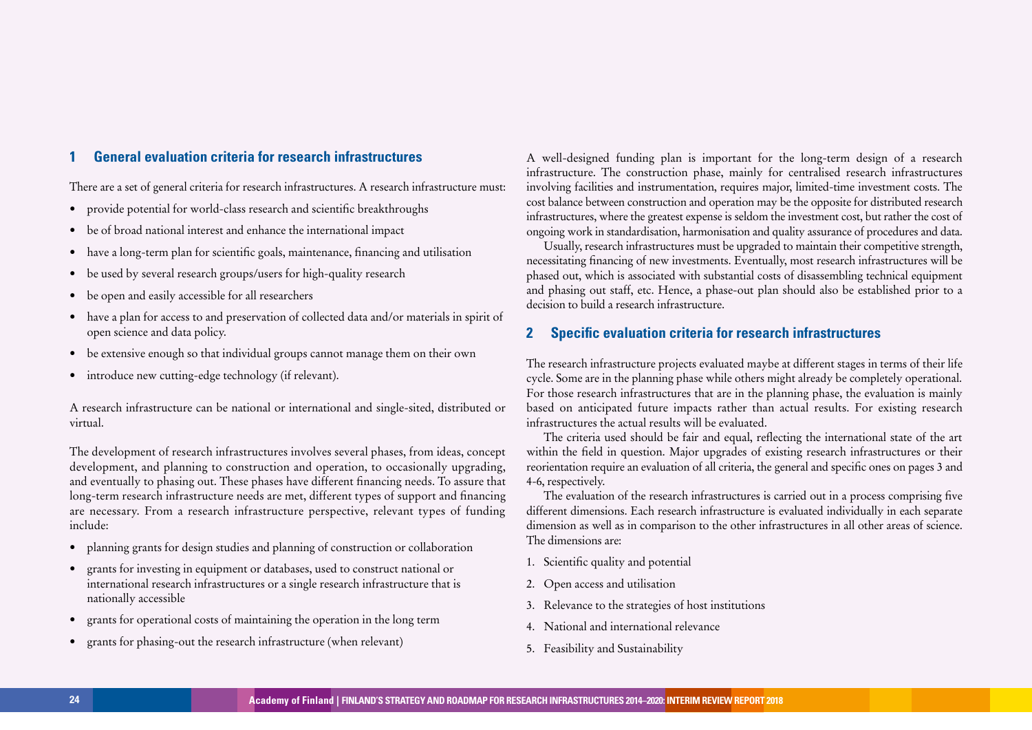## 1 General evaluation criteria for research infrastructures

There are a set of general criteria for research infrastructures. A research infrastructure must:

- provide potential for world-class research and scientific breakthroughs
- be of broad national interest and enhance the international impact
- have a long-term plan for scientific goals, maintenance, financing and utilisation
- be used by several research groups/users for high-quality research
- be open and easily accessible for all researchers
- have a plan for access to and preservation of collected data and/or materials in spirit of open science and data policy.
- be extensive enough so that individual groups cannot manage them on their own
- introduce new cutting-edge technology (if relevant).

A research infrastructure can be national or international and single-sited, distributed or virtual.

The development of research infrastructures involves several phases, from ideas, concept development, and planning to construction and operation, to occasionally upgrading, and eventually to phasing out. These phases have different financing needs. To assure that long-term research infrastructure needs are met, different types of support and financing are necessary. From a research infrastructure perspective, relevant types of funding include:

- planning grants for design studies and planning of construction or collaboration
- grants for investing in equipment or databases, used to construct national or international research infrastructures or a single research infrastructure that is nationally accessible
- grants for operational costs of maintaining the operation in the long term
- grants for phasing-out the research infrastructure (when relevant)

A well-designed funding plan is important for the long-term design of a research infrastructure. The construction phase, mainly for centralised research infrastructures involving facilities and instrumentation, requires major, limited-time investment costs. The cost balance between construction and operation may be the opposite for distributed research infrastructures, where the greatest expense is seldom the investment cost, but rather the cost of ongoing work in standardisation, harmonisation and quality assurance of procedures and data.

Usually, research infrastructures must be upgraded to maintain their competitive strength, necessitating financing of new investments. Eventually, most research infrastructures will be phased out, which is associated with substantial costs of disassembling technical equipment and phasing out staff, etc. Hence, a phase-out plan should also be established prior to a decision to build a research infrastructure.

## 2 Specific evaluation criteria for research infrastructures

The research infrastructure projects evaluated maybe at different stages in terms of their life cycle. Some are in the planning phase while others might already be completely operational. For those research infrastructures that are in the planning phase, the evaluation is mainly based on anticipated future impacts rather than actual results. For existing research infrastructures the actual results will be evaluated.

The criteria used should be fair and equal, reflecting the international state of the art within the field in question. Major upgrades of existing research infrastructures or their reorientation require an evaluation of all criteria, the general and specific ones on pages 3 and 4-6, respectively.

The evaluation of the research infrastructures is carried out in a process comprising five different dimensions. Each research infrastructure is evaluated individually in each separate dimension as well as in comparison to the other infrastructures in all other areas of science. The dimensions are:

1. Scientific quality and potential
2. Open access and utilisation
3. Relevance to the strategies of host institutions
4. National and international relevance
5. Feasibility and Sustainability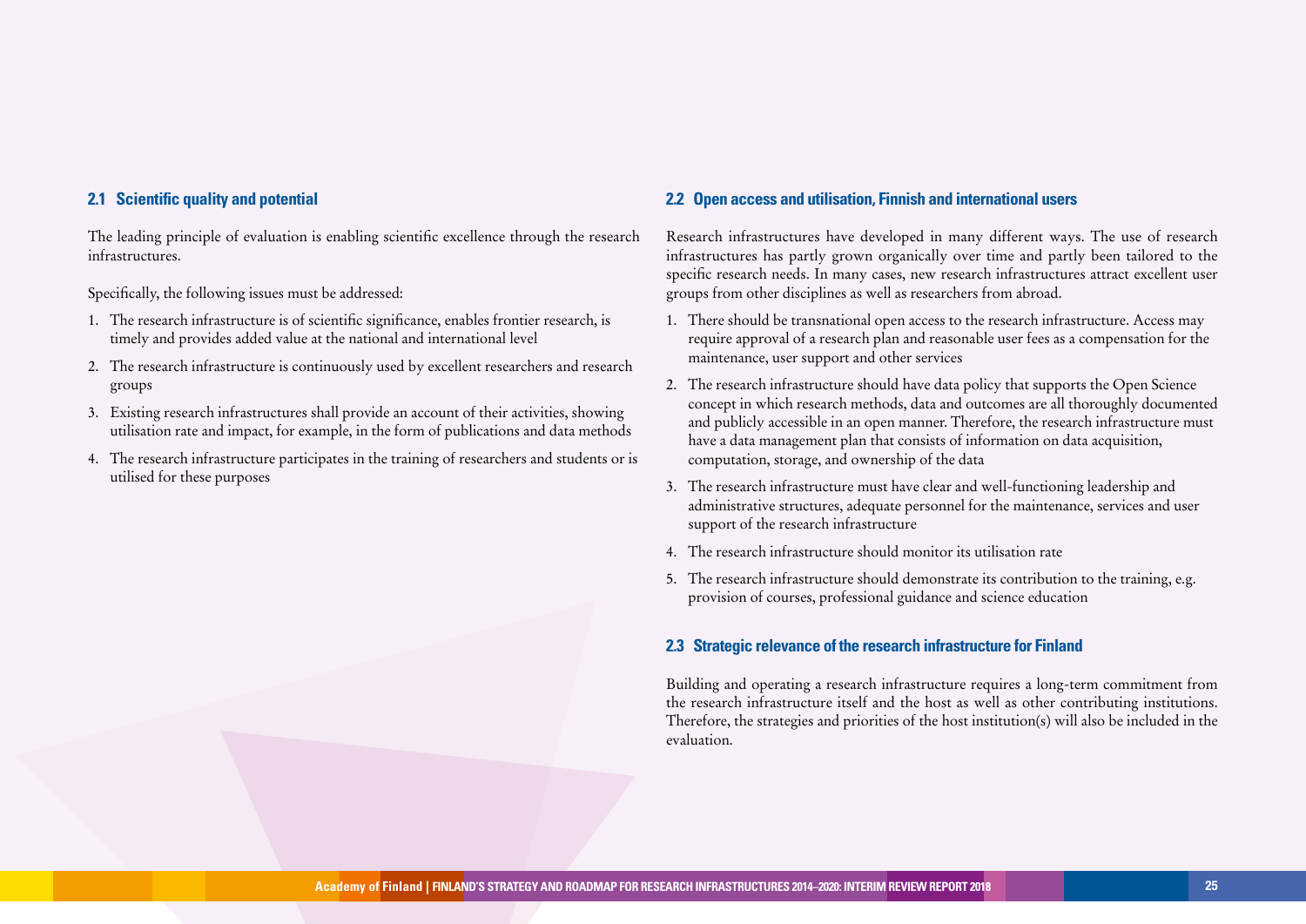### 2.1 Scientific quality and potential

The leading principle of evaluation is enabling scientific excellence through the research infrastructures.

Specifically, the following issues must be addressed:

1. The research infrastructure is of scientific significance, enables frontier research, is timely and provides added value at the national and international level
2. The research infrastructure is continuously used by excellent researchers and research groups
3. Existing research infrastructures shall provide an account of their activities, showing utilisation rate and impact, for example, in the form of publications and data methods
4. The research infrastructure participates in the training of researchers and students or is utilised for these purposes

### 2.2 Open access and utilisation, Finnish and international users

Research infrastructures have developed in many different ways. The use of research infrastructures has partly grown organically over time and partly been tailored to the specific research needs. In many cases, new research infrastructures attract excellent user groups from other disciplines as well as researchers from abroad.

1. There should be transnational open access to the research infrastructure. Access may require approval of a research plan and reasonable user fees as a compensation for the maintenance, user support and other services
2. The research infrastructure should have data policy that supports the Open Science concept in which research methods, data and outcomes are all thoroughly documented and publicly accessible in an open manner. Therefore, the research infrastructure must have a data management plan that consists of information on data acquisition, computation, storage, and ownership of the data
3. The research infrastructure must have clear and well-functioning leadership and administrative structures, adequate personnel for the maintenance, services and user support of the research infrastructure
4. The research infrastructure should monitor its utilisation rate
5. The research infrastructure should demonstrate its contribution to the training, e.g. provision of courses, professional guidance and science education

### 2.3 Strategic relevance of the research infrastructure for Finland

Building and operating a research infrastructure requires a long-term commitment from the research infrastructure itself and the host as well as other contributing institutions. Therefore, the strategies and priorities of the host institution(s) will also be included in the evaluation.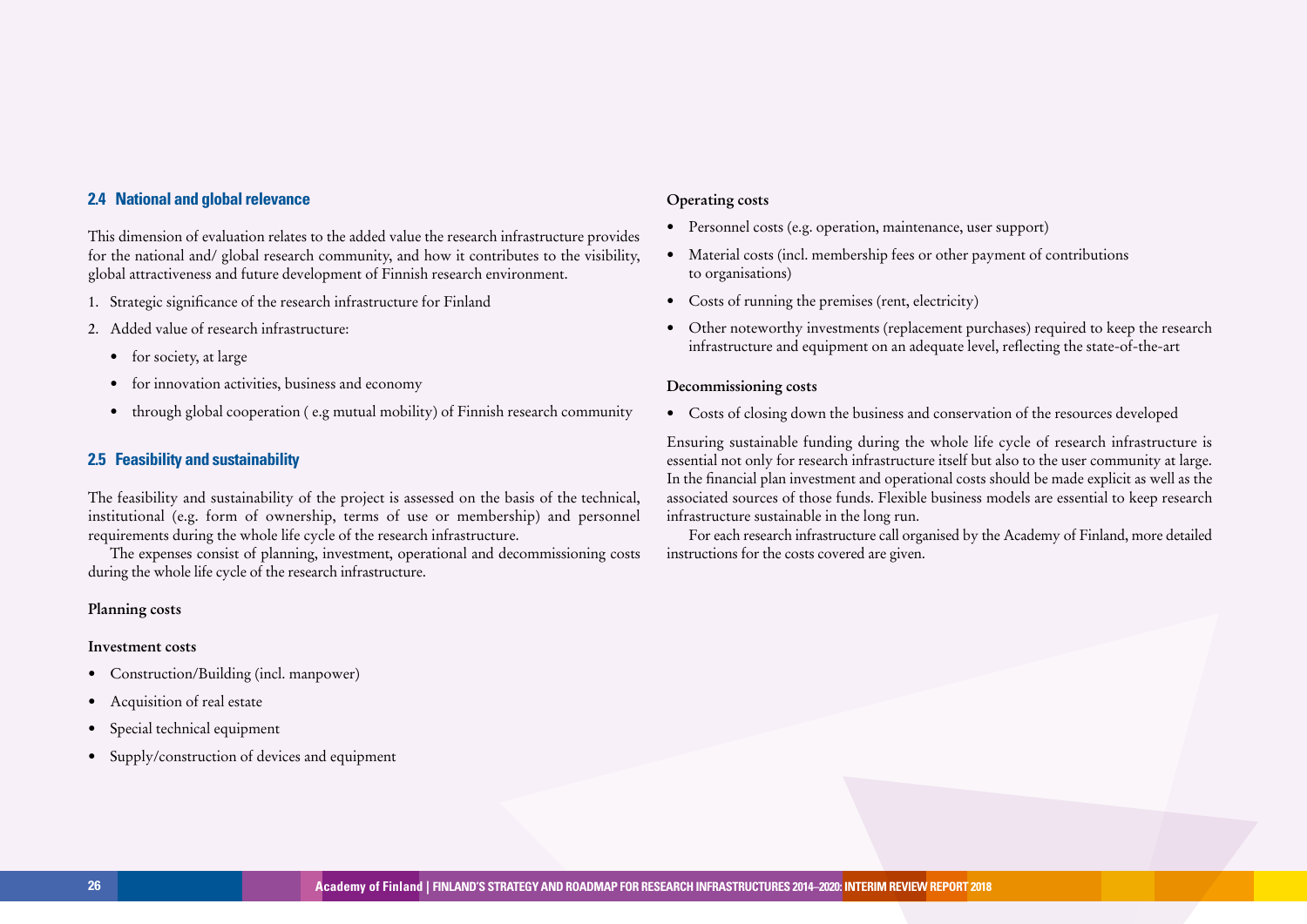### 2.4 National and global relevance

This dimension of evaluation relates to the added value the research infrastructure provides for the national and/ global research community, and how it contributes to the visibility, global attractiveness and future development of Finnish research environment.

1. Strategic significance of the research infrastructure for Finland
2. Added value of research infrastructure:
    - for society, at large
    - for innovation activities, business and economy
    - through global cooperation ( e.g mutual mobility) of Finnish research community

### 2.5 Feasibility and sustainability

The feasibility and sustainability of the project is assessed on the basis of the technical, institutional (e.g. form of ownership, terms of use or membership) and personnel requirements during the whole life cycle of the research infrastructure.

The expenses consist of planning, investment, operational and decommissioning costs during the whole life cycle of the research infrastructure.

**Planning costs**

**Investment costs**

- Construction/Building (incl. manpower)
- Acquisition of real estate
- Special technical equipment
- Supply/construction of devices and equipment

**Operating costs**

- Personnel costs (e.g. operation, maintenance, user support)
- Material costs (incl. membership fees or other payment of contributions to organisations)
- Costs of running the premises (rent, electricity)
- Other noteworthy investments (replacement purchases) required to keep the research infrastructure and equipment on an adequate level, reflecting the state-of-the-art

**Decommissioning costs**

- Costs of closing down the business and conservation of the resources developed

Ensuring sustainable funding during the whole life cycle of research infrastructure is essential not only for research infrastructure itself but also to the user community at large. In the financial plan investment and operational costs should be made explicit as well as the associated sources of those funds. Flexible business models are essential to keep research infrastructure sustainable in the long run.

For each research infrastructure call organised by the Academy of Finland, more detailed instructions for the costs covered are given.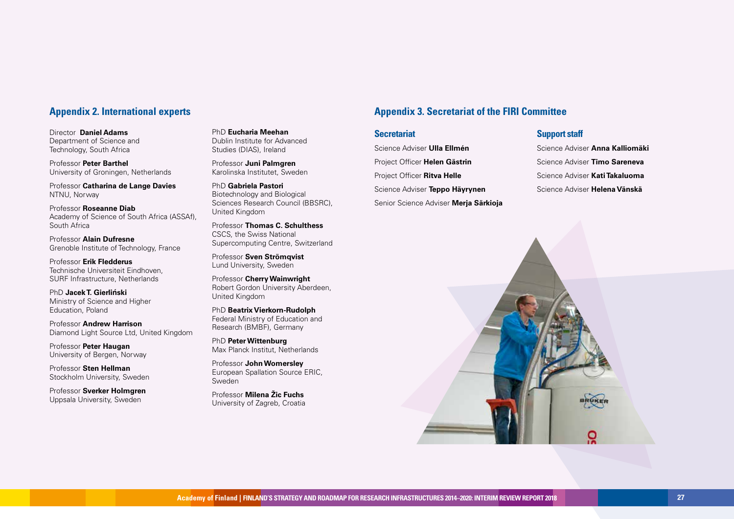## Appendix 2. International experts

Director **Daniel Adams**
Department of Science and Technology, South Africa

Professor **Peter Barthel**
University of Groningen, Netherlands

Professor **Catharina de Lange Davies**
NTNU, Norway

Professor **Roseanne Diab**
Academy of Science of South Africa (ASSAf), South Africa

Professor **Alain Dufresne**
Grenoble Institute of Technology, France

Professor **Erik Fledderus**
Technische Universiteit Eindhoven, SURF Infrastructure, Netherlands

PhD **Jacek T. Gierliński**
Ministry of Science and Higher Education, Poland

Professor **Andrew Harrison**
Diamond Light Source Ltd, United Kingdom

Professor **Peter Haugan**
University of Bergen, Norway

Professor **Sten Hellman**
Stockholm University, Sweden

Professor **Sverker Holmgren**
Uppsala University, Sweden

PhD **Eucharia Meehan**
Dublin Institute for Advanced Studies (DIAS), Ireland

Professor **Juni Palmgren**
Karolinska Institutet, Sweden

PhD **Gabriela Pastori**
Biotechnology and Biological Sciences Research Council (BBSRC), United Kingdom

Professor **Thomas C. Schulthess**
CSCS, the Swiss National Supercomputing Centre, Switzerland

Professor **Sven Strömqvist**
Lund University, Sweden

Professor **Cherry Wainwright**
Robert Gordon University Aberdeen, United Kingdom

PhD **Beatrix Vierkorn-Rudolph**
Federal Ministry of Education and Research (BMBF), Germany

PhD **Peter Wittenburg**
Max Planck Institut, Netherlands

Professor **John Womersley**
European Spallation Source ERIC, Sweden

Professor **Milena Žic Fuchs**
University of Zagreb, Croatia

## Appendix 3. Secretariat of the FIRI Committee

### Secretariat

Science Adviser **Ulla Ellmén**

Project Officer **Helen Gästrin**

Project Officer **Ritva Helle**

Science Adviser **Teppo Häyrynen**

Senior Science Adviser **Merja Särkioja**

### Support staff

Science Adviser **Anna Kalliomäki**

Science Adviser **Timo Sareneva**

Science Adviser **Kati Takaluoma**

Science Adviser **Helena Vänskä**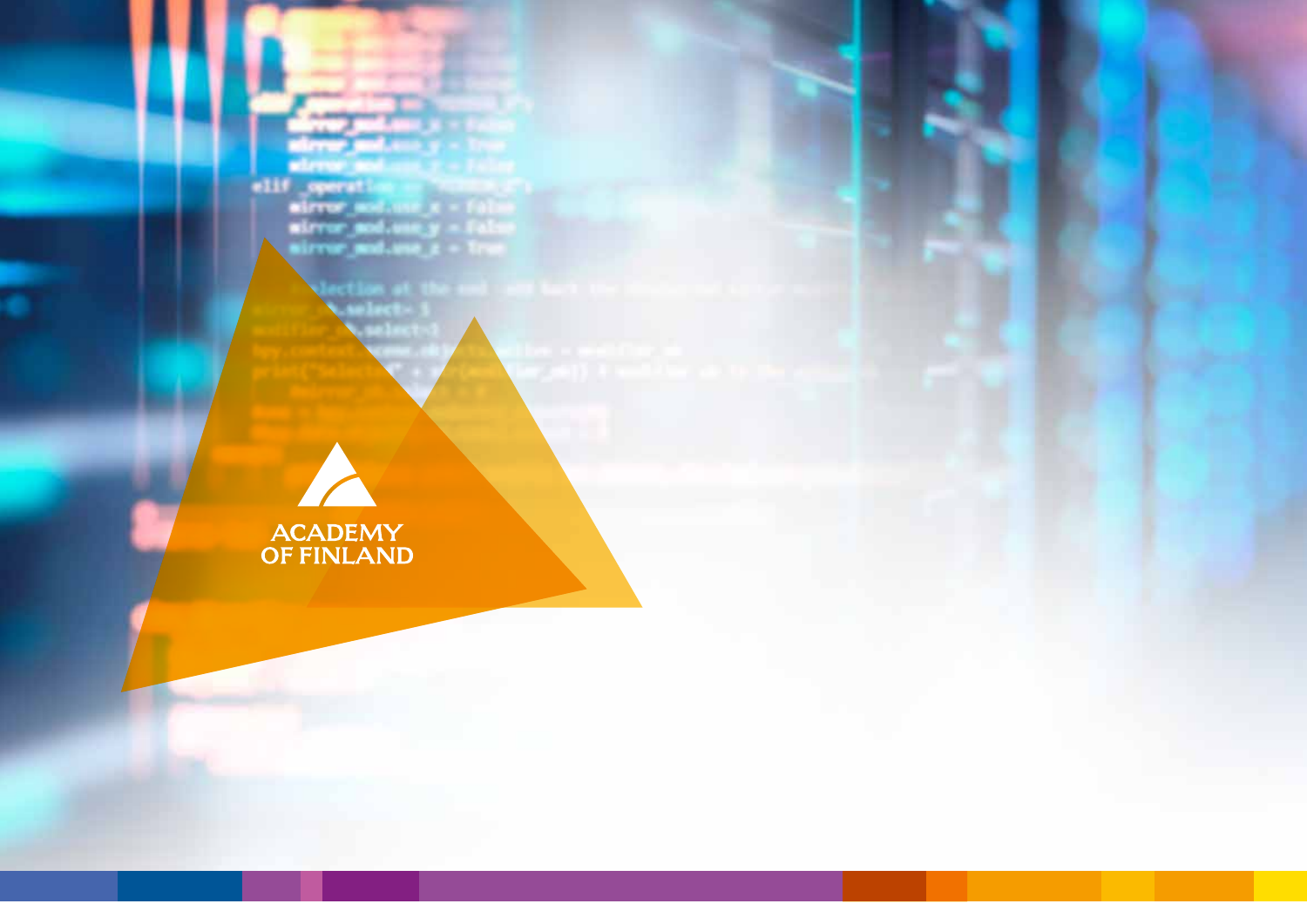ACADEMY
OF FINLAND